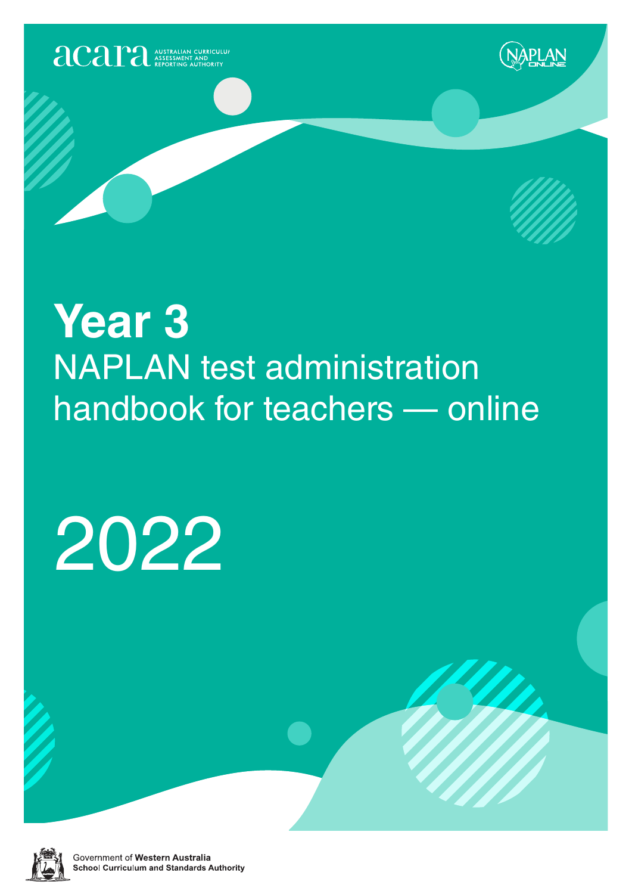acara AUSTRALIAN CURRICULUM ASSESSMENT AND REPORTING AUTHORITY

NAPLAN ONLINE

# Year 3

## NAPLAN test administration handbook for teachers — online

# 2022

Government of **Western Australia**
**School Curriculum and Standards Authority**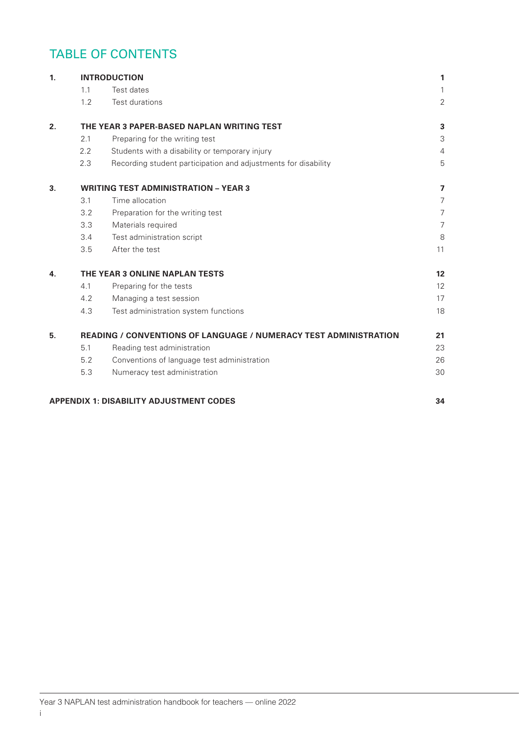# TABLE OF CONTENTS

| | | | |
|---|---|---|---|
| **1.** | **INTRODUCTION** | | **1** |
| | 1.1 | Test dates | 1 |
| | 1.2 | Test durations | 2 |
| **2.** | **THE YEAR 3 PAPER-BASED NAPLAN WRITING TEST** | | **3** |
| | 2.1 | Preparing for the writing test | 3 |
| | 2.2 | Students with a disability or temporary injury | 4 |
| | 2.3 | Recording student participation and adjustments for disability | 5 |
| **3.** | **WRITING TEST ADMINISTRATION – YEAR 3** | | **7** |
| | 3.1 | Time allocation | 7 |
| | 3.2 | Preparation for the writing test | 7 |
| | 3.3 | Materials required | 7 |
| | 3.4 | Test administration script | 8 |
| | 3.5 | After the test | 11 |
| **4.** | **THE YEAR 3 ONLINE NAPLAN TESTS** | | **12** |
| | 4.1 | Preparing for the tests | 12 |
| | 4.2 | Managing a test session | 17 |
| | 4.3 | Test administration system functions | 18 |
| **5.** | **READING / CONVENTIONS OF LANGUAGE / NUMERACY TEST ADMINISTRATION** | | **21** |
| | 5.1 | Reading test administration | 23 |
| | 5.2 | Conventions of language test administration | 26 |
| | 5.3 | Numeracy test administration | 30 |
| | **APPENDIX 1: DISABILITY ADJUSTMENT CODES** | | **34** |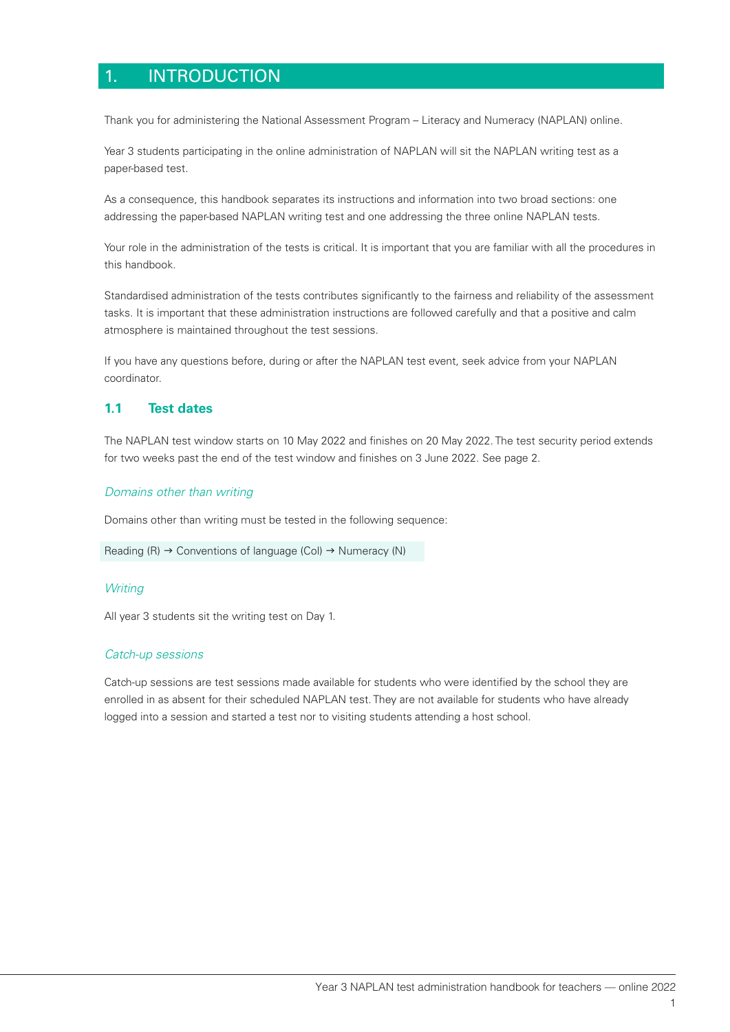# 1. INTRODUCTION

Thank you for administering the National Assessment Program – Literacy and Numeracy (NAPLAN) online.

Year 3 students participating in the online administration of NAPLAN will sit the NAPLAN writing test as a paper-based test.

As a consequence, this handbook separates its instructions and information into two broad sections: one addressing the paper-based NAPLAN writing test and one addressing the three online NAPLAN tests.

Your role in the administration of the tests is critical. It is important that you are familiar with all the procedures in this handbook.

Standardised administration of the tests contributes significantly to the fairness and reliability of the assessment tasks. It is important that these administration instructions are followed carefully and that a positive and calm atmosphere is maintained throughout the test sessions.

If you have any questions before, during or after the NAPLAN test event, seek advice from your NAPLAN coordinator.

## 1.1 Test dates

The NAPLAN test window starts on 10 May 2022 and finishes on 20 May 2022. The test security period extends for two weeks past the end of the test window and finishes on 3 June 2022. See page 2.

### *Domains other than writing*

Domains other than writing must be tested in the following sequence:

Reading (R) → Conventions of language (CoL) → Numeracy (N)

### *Writing*

All year 3 students sit the writing test on Day 1.

### *Catch-up sessions*

Catch-up sessions are test sessions made available for students who were identified by the school they are enrolled in as absent for their scheduled NAPLAN test. They are not available for students who have already logged into a session and started a test nor to visiting students attending a host school.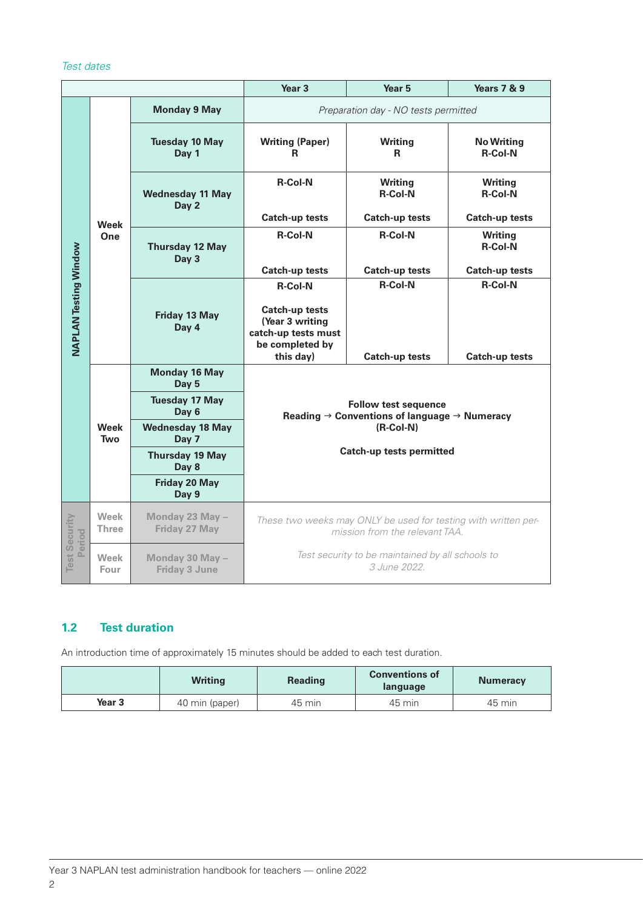*Test dates*

| | | | Year 3 | Year 5 | Years 7 & 9 |
|---|---|---|---|---|---|
| NAPLAN Testing Window | Week One | Monday 9 May | *Preparation day - NO tests permitted* | | |
| | | Tuesday 10 May Day 1 | Writing (Paper) R | Writing R | No Writing R-Col-N |
| | | Wednesday 11 May Day 2 | R-Col-N Catch-up tests | Writing R-Col-N Catch-up tests | Writing R-Col-N Catch-up tests |
| | | Thursday 12 May Day 3 | R-Col-N Catch-up tests | R-Col-N Catch-up tests | Writing R-Col-N Catch-up tests |
| | | Friday 13 May Day 4 | R-Col-N Catch-up tests (Year 3 writing catch-up tests must be completed by this day) | R-Col-N Catch-up tests | R-Col-N Catch-up tests |
| | Week Two | Monday 16 May Day 5 | Follow test sequence Reading → Conventions of language → Numeracy (R-Col-N) Catch-up tests permitted | | |
| | | Tuesday 17 May Day 6 | | | |
| | | Wednesday 18 May Day 7 | | | |
| | | Thursday 19 May Day 8 | | | |
| | | Friday 20 May Day 9 | | | |
| Test Security Period | Week Three | Monday 23 May – Friday 27 May | *These two weeks may ONLY be used for testing with written permission from the relevant TAA.* *Test security to be maintained by all schools to 3 June 2022.* | | |
| | Week Four | Monday 30 May – Friday 3 June | | | |

## 1.2 Test duration

An introduction time of approximately 15 minutes should be added to each test duration.

| | Writing | Reading | Conventions of language | Numeracy |
|---|---|---|---|---|
| **Year 3** | 40 min (paper) | 45 min | 45 min | 45 min |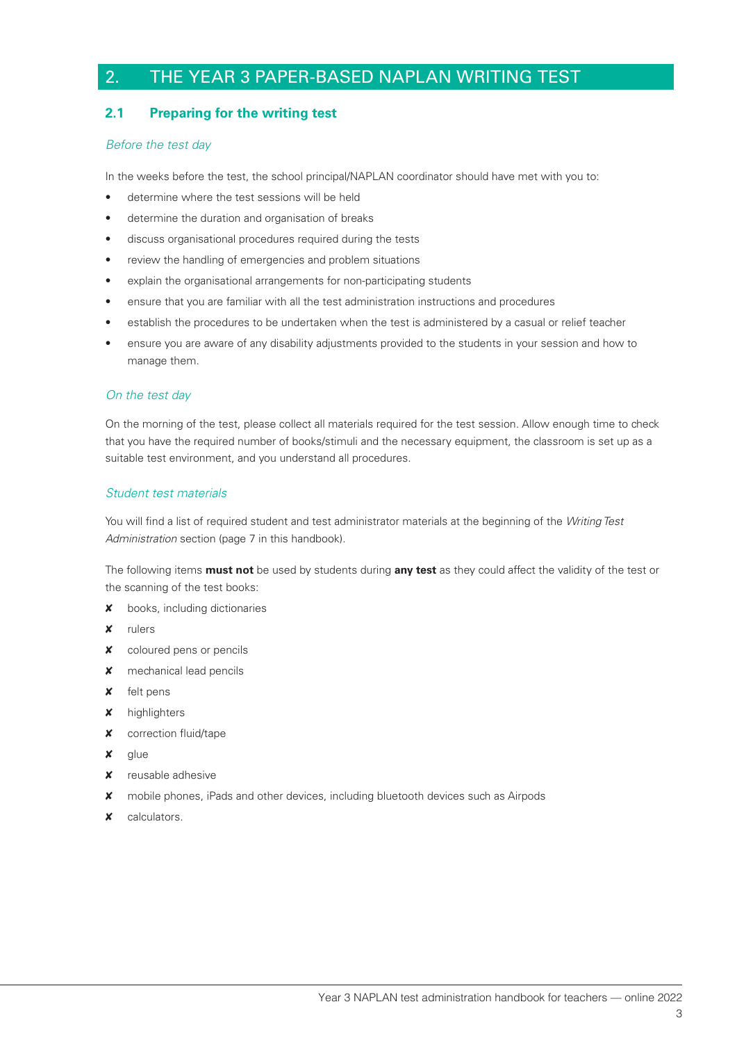## 2. THE YEAR 3 PAPER-BASED NAPLAN WRITING TEST

### 2.1 Preparing for the writing test

*Before the test day*

In the weeks before the test, the school principal/NAPLAN coordinator should have met with you to:

- determine where the test sessions will be held
- determine the duration and organisation of breaks
- discuss organisational procedures required during the tests
- review the handling of emergencies and problem situations
- explain the organisational arrangements for non-participating students
- ensure that you are familiar with all the test administration instructions and procedures
- establish the procedures to be undertaken when the test is administered by a casual or relief teacher
- ensure you are aware of any disability adjustments provided to the students in your session and how to manage them.

*On the test day*

On the morning of the test, please collect all materials required for the test session. Allow enough time to check that you have the required number of books/stimuli and the necessary equipment, the classroom is set up as a suitable test environment, and you understand all procedures.

*Student test materials*

You will find a list of required student and test administrator materials at the beginning of the *Writing Test Administration* section (page 7 in this handbook).

The following items **must not** be used by students during **any test** as they could affect the validity of the test or the scanning of the test books:

- ✘ books, including dictionaries
- ✘ rulers
- ✘ coloured pens or pencils
- ✘ mechanical lead pencils
- ✘ felt pens
- ✘ highlighters
- ✘ correction fluid/tape
- ✘ glue
- ✘ reusable adhesive
- ✘ mobile phones, iPads and other devices, including bluetooth devices such as Airpods
- ✘ calculators.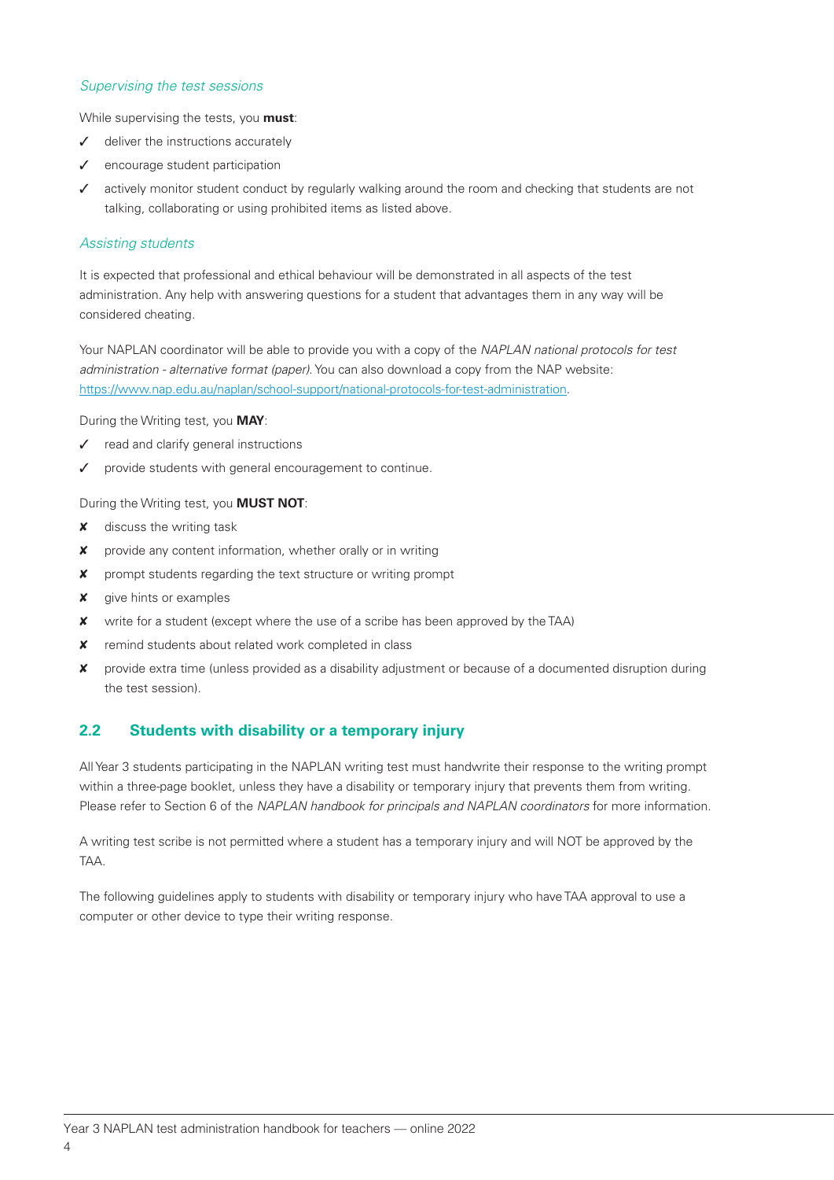*Supervising the test sessions*

While supervising the tests, you **must**:

- ✓ deliver the instructions accurately
- ✓ encourage student participation
- ✓ actively monitor student conduct by regularly walking around the room and checking that students are not talking, collaborating or using prohibited items as listed above.

*Assisting students*

It is expected that professional and ethical behaviour will be demonstrated in all aspects of the test administration. Any help with answering questions for a student that advantages them in any way will be considered cheating.

Your NAPLAN coordinator will be able to provide you with a copy of the *NAPLAN national protocols for test administration - alternative format (paper).* You can also download a copy from the NAP website: [https://www.nap.edu.au/naplan/school-support/national-protocols-for-test-administration](https://www.nap.edu.au/naplan/school-support/national-protocols-for-test-administration).

During the Writing test, you **MAY**:

- ✓ read and clarify general instructions
- ✓ provide students with general encouragement to continue.

During the Writing test, you **MUST NOT**:

- ✘ discuss the writing task
- ✘ provide any content information, whether orally or in writing
- ✘ prompt students regarding the text structure or writing prompt
- ✘ give hints or examples
- ✘ write for a student (except where the use of a scribe has been approved by the TAA)
- ✘ remind students about related work completed in class
- ✘ provide extra time (unless provided as a disability adjustment or because of a documented disruption during the test session).

## 2.2 Students with disability or a temporary injury

All Year 3 students participating in the NAPLAN writing test must handwrite their response to the writing prompt within a three-page booklet, unless they have a disability or temporary injury that prevents them from writing. Please refer to Section 6 of the *NAPLAN handbook for principals and NAPLAN coordinators* for more information.

A writing test scribe is not permitted where a student has a temporary injury and will NOT be approved by the TAA.

The following guidelines apply to students with disability or temporary injury who have TAA approval to use a computer or other device to type their writing response.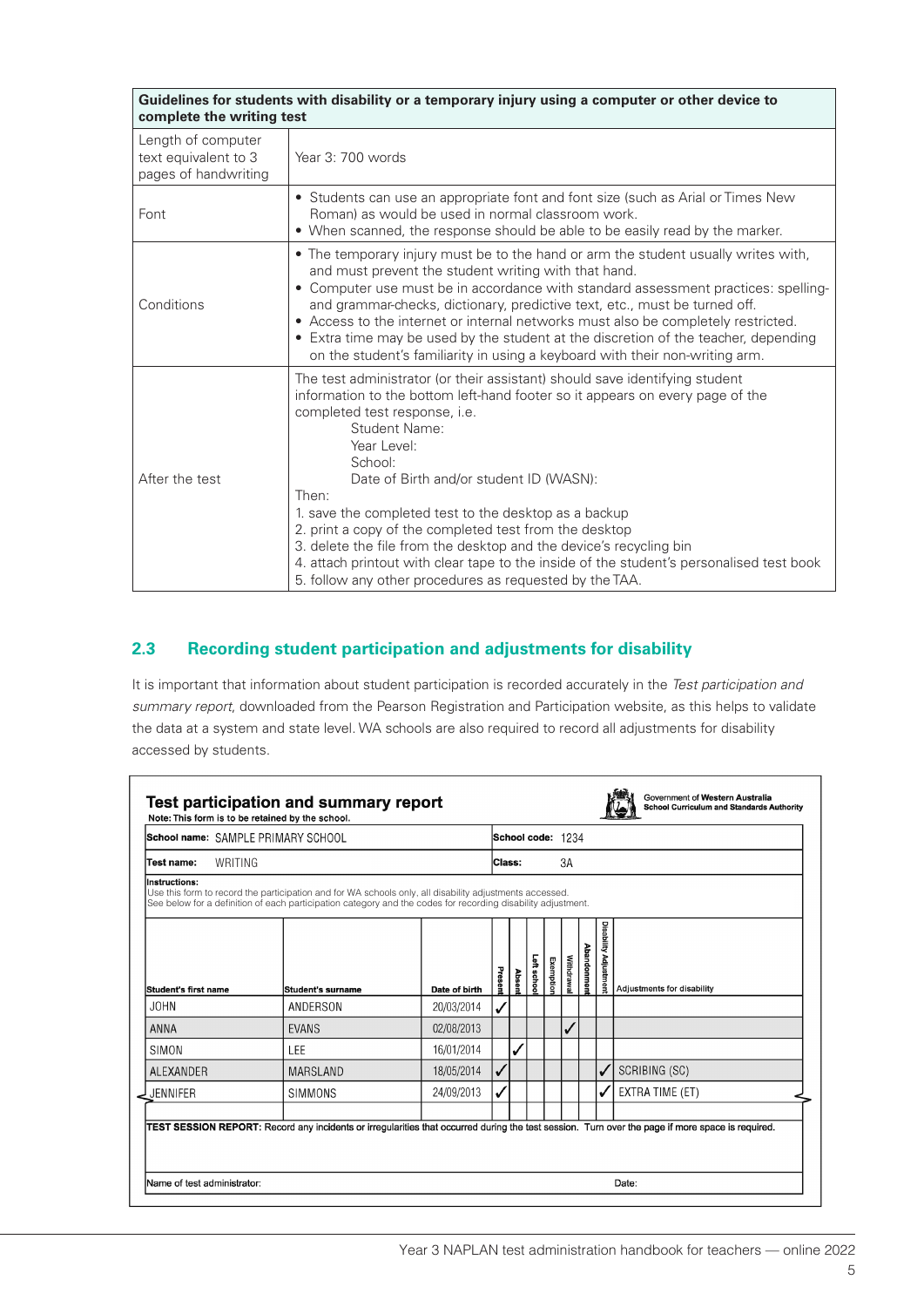| Guidelines for students with disability or a temporary injury using a computer or other device to complete the writing test | |
|---|---|
| Length of computer text equivalent to 3 pages of handwriting | Year 3: 700 words |
| Font | • Students can use an appropriate font and font size (such as Arial or Times New Roman) as would be used in normal classroom work.<br>• When scanned, the response should be able to be easily read by the marker. |
| Conditions | • The temporary injury must be to the hand or arm the student usually writes with, and must prevent the student writing with that hand.<br>• Computer use must be in accordance with standard assessment practices: spelling- and grammar-checks, dictionary, predictive text, etc., must be turned off.<br>• Access to the internet or internal networks must also be completely restricted.<br>• Extra time may be used by the student at the discretion of the teacher, depending on the student's familiarity in using a keyboard with their non-writing arm. |
| After the test | The test administrator (or their assistant) should save identifying student information to the bottom left-hand footer so it appears on every page of the completed test response, i.e.<br>Student Name:<br>Year Level:<br>School:<br>Date of Birth and/or student ID (WASN):<br>Then:<br>1. save the completed test to the desktop as a backup<br>2. print a copy of the completed test from the desktop<br>3. delete the file from the desktop and the device's recycling bin<br>4. attach printout with clear tape to the inside of the student's personalised test book<br>5. follow any other procedures as requested by the TAA. |

## 2.3 Recording student participation and adjustments for disability

It is important that information about student participation is recorded accurately in the *Test participation and summary report*, downloaded from the Pearson Registration and Participation website, as this helps to validate the data at a system and state level. WA schools are also required to record all adjustments for disability accessed by students.

**Test participation and summary report**

Note: This form is to be retained by the school.

Government of Western Australia
School Curriculum and Standards Authority

**School name:** SAMPLE PRIMARY SCHOOL **School code:** 1234

**Test name:** WRITING **Class:** 3A

**Instructions:**
Use this form to record the participation and for WA schools only, all disability adjustments accessed.
See below for a definition of each participation category and the codes for recording disability adjustment.

| Student's first name | Student's surname | Date of birth | Present | Absent | Left school | Exemption | Withdrawal | Abandonment | Disability Adjustment | Adjustments for disability |
|---|---|---|---|---|---|---|---|---|---|---|
| JOHN | ANDERSON | 20/03/2014 | ✓ | | | | | | | |
| ANNA | EVANS | 02/08/2013 | | | | | ✓ | | | |
| SIMON | LEE | 16/01/2014 | | ✓ | | | | | | |
| ALEXANDER | MARSLAND | 18/05/2014 | ✓ | | | | | | ✓ | SCRIBING (SC) |
| JENNIFER | SIMMONS | 24/09/2013 | ✓ | | | | | | ✓ | EXTRA TIME (ET) |
| | | | | | | | | | | |

**TEST SESSION REPORT:** Record any incidents or irregularities that occurred during the test session. Turn over the page if more space is required.

Name of test administrator: Date: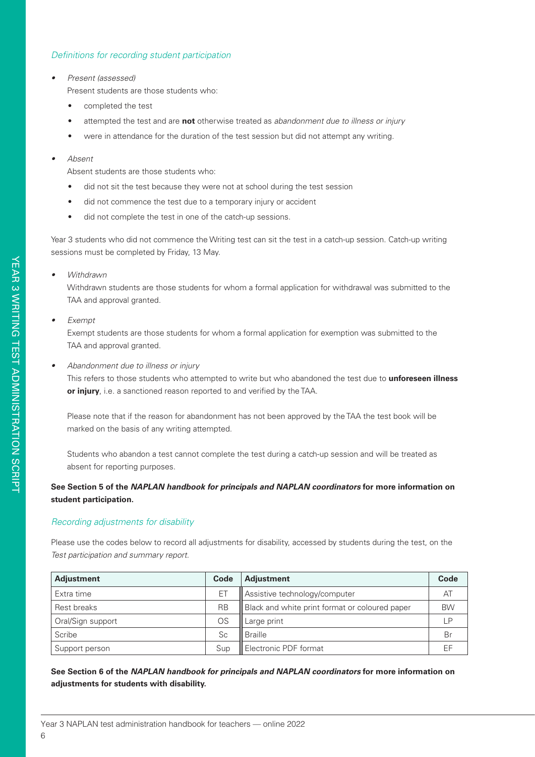### *Definitions for recording student participation*

- *Present (assessed)*

  Present students are those students who:

  - completed the test
  - attempted the test and are **not** otherwise treated as *abandonment due to illness or injury*
  - were in attendance for the duration of the test session but did not attempt any writing.

- *Absent*

  Absent students are those students who:

  - did not sit the test because they were not at school during the test session
  - did not commence the test due to a temporary injury or accident
  - did not complete the test in one of the catch-up sessions.

Year 3 students who did not commence the Writing test can sit the test in a catch-up session. Catch-up writing sessions must be completed by Friday, 13 May.

- *Withdrawn*

  Withdrawn students are those students for whom a formal application for withdrawal was submitted to the TAA and approval granted.

- *Exempt*

  Exempt students are those students for whom a formal application for exemption was submitted to the TAA and approval granted.

- *Abandonment due to illness or injury*

  This refers to those students who attempted to write but who abandoned the test due to **unforeseen illness or injury**, i.e. a sanctioned reason reported to and verified by the TAA.

  Please note that if the reason for abandonment has not been approved by the TAA the test book will be marked on the basis of any writing attempted.

  Students who abandon a test cannot complete the test during a catch-up session and will be treated as absent for reporting purposes.

**See Section 5 of the *NAPLAN handbook for principals and NAPLAN coordinators* for more information on student participation.**

### *Recording adjustments for disability*

Please use the codes below to record all adjustments for disability, accessed by students during the test, on the *Test participation and summary report.*

| Adjustment | Code | Adjustment | Code |
|---|---|---|---|
| Extra time | ET | Assistive technology/computer | AT |
| Rest breaks | RB | Black and white print format or coloured paper | BW |
| Oral/Sign support | OS | Large print | LP |
| Scribe | Sc | Braille | Br |
| Support person | Sup | Electronic PDF format | EF |

**See Section 6 of the *NAPLAN handbook for principals and NAPLAN coordinators* for more information on adjustments for students with disability.**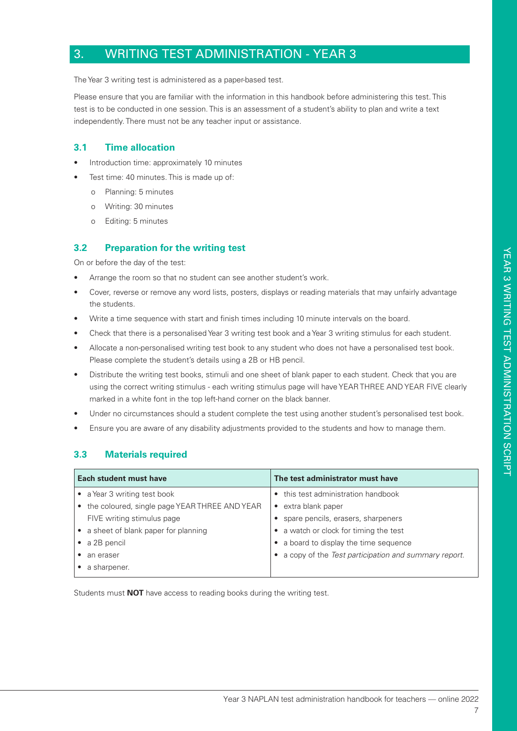## 3. WRITING TEST ADMINISTRATION - YEAR 3

The Year 3 writing test is administered as a paper-based test.

Please ensure that you are familiar with the information in this handbook before administering this test. This test is to be conducted in one session. This is an assessment of a student's ability to plan and write a text independently. There must not be any teacher input or assistance.

### 3.1 Time allocation

- Introduction time: approximately 10 minutes
- Test time: 40 minutes. This is made up of:
  - Planning: 5 minutes
  - Writing: 30 minutes
  - Editing: 5 minutes

### 3.2 Preparation for the writing test

On or before the day of the test:

- Arrange the room so that no student can see another student's work.
- Cover, reverse or remove any word lists, posters, displays or reading materials that may unfairly advantage the students.
- Write a time sequence with start and finish times including 10 minute intervals on the board.
- Check that there is a personalised Year 3 writing test book and a Year 3 writing stimulus for each student.
- Allocate a non-personalised writing test book to any student who does not have a personalised test book. Please complete the student's details using a 2B or HB pencil.
- Distribute the writing test books, stimuli and one sheet of blank paper to each student. Check that you are using the correct writing stimulus - each writing stimulus page will have YEAR THREE AND YEAR FIVE clearly marked in a white font in the top left-hand corner on the black banner.
- Under no circumstances should a student complete the test using another student's personalised test book.
- Ensure you are aware of any disability adjustments provided to the students and how to manage them.

### 3.3 Materials required

| Each student must have | The test administrator must have |
|---|---|
| • a Year 3 writing test book<br>• the coloured, single page YEAR THREE AND YEAR FIVE writing stimulus page<br>• a sheet of blank paper for planning<br>• a 2B pencil<br>• an eraser<br>• a sharpener. | • this test administration handbook<br>• extra blank paper<br>• spare pencils, erasers, sharpeners<br>• a watch or clock for timing the test<br>• a board to display the time sequence<br>• a copy of the *Test participation and summary report.* |

Students must **NOT** have access to reading books during the writing test.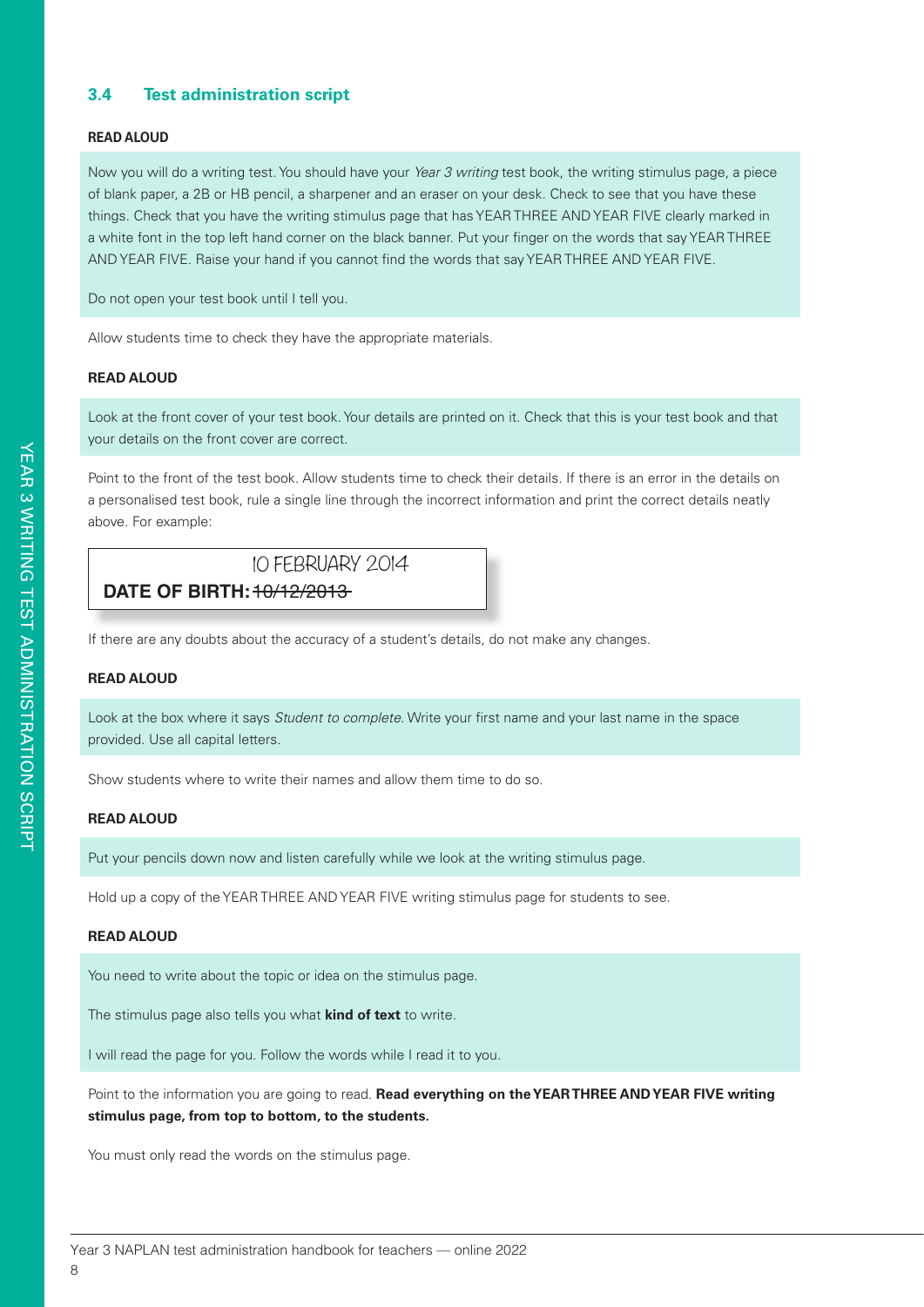### 3.4 Test administration script

**READ ALOUD**

Now you will do a writing test. You should have your *Year 3 writing* test book, the writing stimulus page, a piece of blank paper, a 2B or HB pencil, a sharpener and an eraser on your desk. Check to see that you have these things. Check that you have the writing stimulus page that has YEAR THREE AND YEAR FIVE clearly marked in a white font in the top left hand corner on the black banner. Put your finger on the words that say YEAR THREE AND YEAR FIVE. Raise your hand if you cannot find the words that say YEAR THREE AND YEAR FIVE.

Do not open your test book until I tell you.

Allow students time to check they have the appropriate materials.

**READ ALOUD**

Look at the front cover of your test book. Your details are printed on it. Check that this is your test book and that your details on the front cover are correct.

Point to the front of the test book. Allow students time to check their details. If there is an error in the details on a personalised test book, rule a single line through the incorrect information and print the correct details neatly above. For example:

> 10 FEBRUARY 2014
> **DATE OF BIRTH:** ~~10/12/2013~~

If there are any doubts about the accuracy of a student's details, do not make any changes.

**READ ALOUD**

Look at the box where it says *Student to complete*. Write your first name and your last name in the space provided. Use all capital letters.

Show students where to write their names and allow them time to do so.

**READ ALOUD**

Put your pencils down now and listen carefully while we look at the writing stimulus page.

Hold up a copy of the YEAR THREE AND YEAR FIVE writing stimulus page for students to see.

**READ ALOUD**

You need to write about the topic or idea on the stimulus page.

The stimulus page also tells you what **kind of text** to write.

I will read the page for you. Follow the words while I read it to you.

Point to the information you are going to read. **Read everything on the YEAR THREE AND YEAR FIVE writing stimulus page, from top to bottom, to the students.**

You must only read the words on the stimulus page.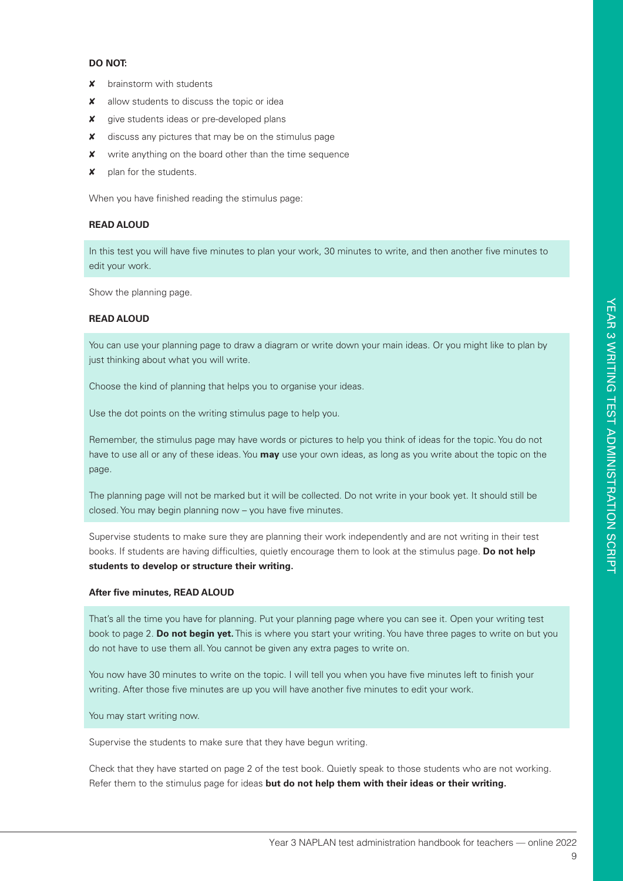**DO NOT:**

- ✘ brainstorm with students
- ✘ allow students to discuss the topic or idea
- ✘ give students ideas or pre-developed plans
- ✘ discuss any pictures that may be on the stimulus page
- ✘ write anything on the board other than the time sequence
- ✘ plan for the students.

When you have finished reading the stimulus page:

**READ ALOUD**

> In this test you will have five minutes to plan your work, 30 minutes to write, and then another five minutes to edit your work.

Show the planning page.

**READ ALOUD**

> You can use your planning page to draw a diagram or write down your main ideas. Or you might like to plan by just thinking about what you will write.
>
> Choose the kind of planning that helps you to organise your ideas.
>
> Use the dot points on the writing stimulus page to help you.
>
> Remember, the stimulus page may have words or pictures to help you think of ideas for the topic. You do not have to use all or any of these ideas. You **may** use your own ideas, as long as you write about the topic on the page.
>
> The planning page will not be marked but it will be collected. Do not write in your book yet. It should still be closed. You may begin planning now – you have five minutes.

Supervise students to make sure they are planning their work independently and are not writing in their test books. If students are having difficulties, quietly encourage them to look at the stimulus page. **Do not help students to develop or structure their writing.**

**After five minutes, READ ALOUD**

> That's all the time you have for planning. Put your planning page where you can see it. Open your writing test book to page 2. **Do not begin yet.** This is where you start your writing. You have three pages to write on but you do not have to use them all. You cannot be given any extra pages to write on.
>
> You now have 30 minutes to write on the topic. I will tell you when you have five minutes left to finish your writing. After those five minutes are up you will have another five minutes to edit your work.
>
> You may start writing now.

Supervise the students to make sure that they have begun writing.

Check that they have started on page 2 of the test book. Quietly speak to those students who are not working. Refer them to the stimulus page for ideas **but do not help them with their ideas or their writing.**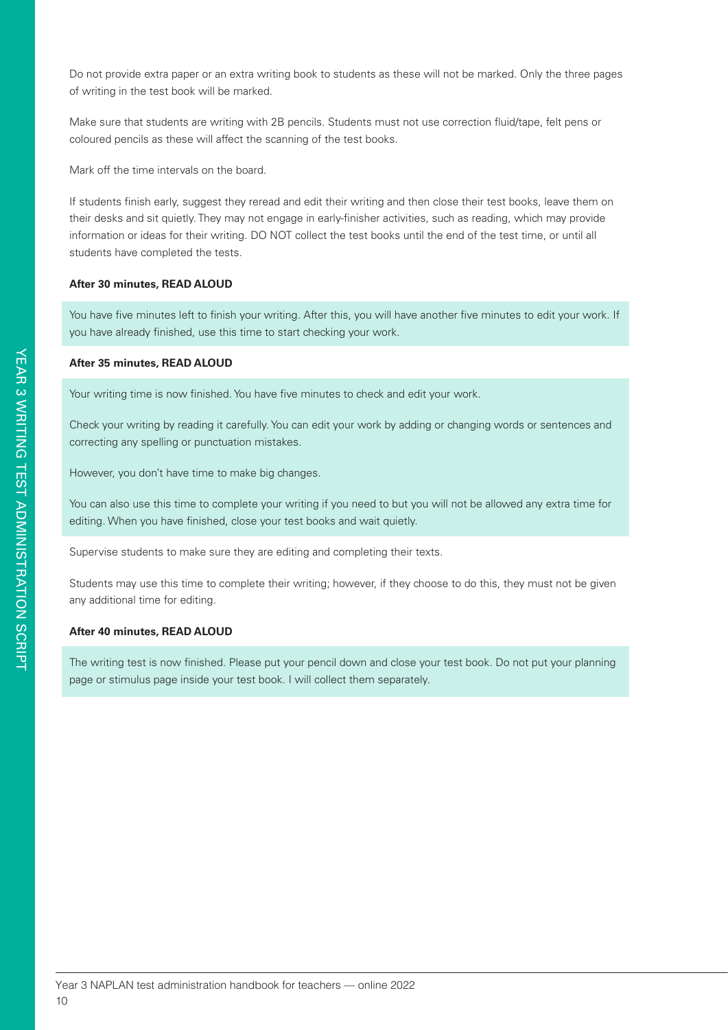Do not provide extra paper or an extra writing book to students as these will not be marked. Only the three pages of writing in the test book will be marked.

Make sure that students are writing with 2B pencils. Students must not use correction fluid/tape, felt pens or coloured pencils as these will affect the scanning of the test books.

Mark off the time intervals on the board.

If students finish early, suggest they reread and edit their writing and then close their test books, leave them on their desks and sit quietly. They may not engage in early-finisher activities, such as reading, which may provide information or ideas for their writing. DO NOT collect the test books until the end of the test time, or until all students have completed the tests.

**After 30 minutes, READ ALOUD**

> You have five minutes left to finish your writing. After this, you will have another five minutes to edit your work. If you have already finished, use this time to start checking your work.

**After 35 minutes, READ ALOUD**

> Your writing time is now finished. You have five minutes to check and edit your work.
>
> Check your writing by reading it carefully. You can edit your work by adding or changing words or sentences and correcting any spelling or punctuation mistakes.
>
> However, you don't have time to make big changes.
>
> You can also use this time to complete your writing if you need to but you will not be allowed any extra time for editing. When you have finished, close your test books and wait quietly.

Supervise students to make sure they are editing and completing their texts.

Students may use this time to complete their writing; however, if they choose to do this, they must not be given any additional time for editing.

**After 40 minutes, READ ALOUD**

> The writing test is now finished. Please put your pencil down and close your test book. Do not put your planning page or stimulus page inside your test book. I will collect them separately.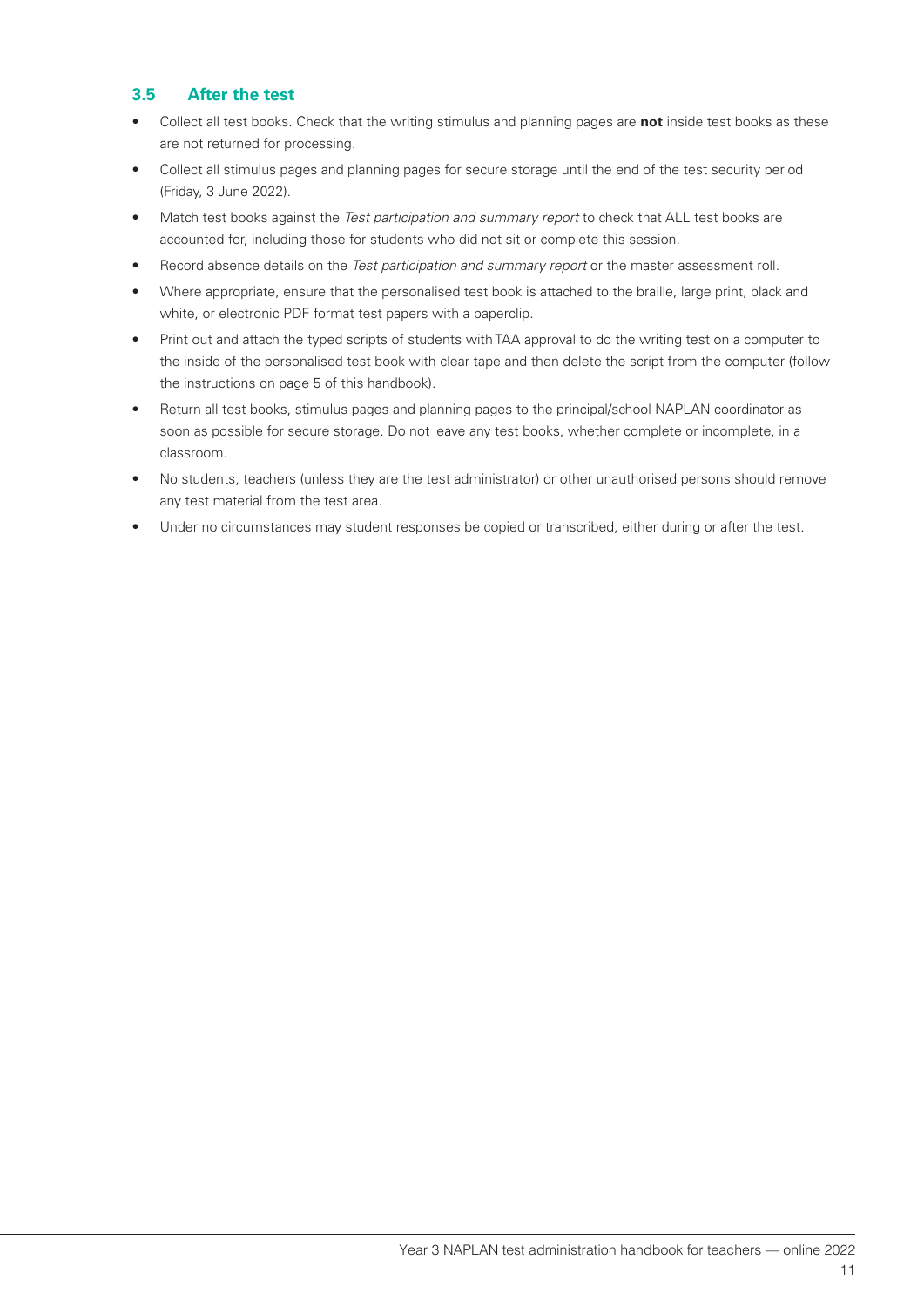### 3.5 After the test

- Collect all test books. Check that the writing stimulus and planning pages are **not** inside test books as these are not returned for processing.
- Collect all stimulus pages and planning pages for secure storage until the end of the test security period (Friday, 3 June 2022).
- Match test books against the *Test participation and summary report* to check that ALL test books are accounted for, including those for students who did not sit or complete this session.
- Record absence details on the *Test participation and summary report* or the master assessment roll.
- Where appropriate, ensure that the personalised test book is attached to the braille, large print, black and white, or electronic PDF format test papers with a paperclip.
- Print out and attach the typed scripts of students with TAA approval to do the writing test on a computer to the inside of the personalised test book with clear tape and then delete the script from the computer (follow the instructions on page 5 of this handbook).
- Return all test books, stimulus pages and planning pages to the principal/school NAPLAN coordinator as soon as possible for secure storage. Do not leave any test books, whether complete or incomplete, in a classroom.
- No students, teachers (unless they are the test administrator) or other unauthorised persons should remove any test material from the test area.
- Under no circumstances may student responses be copied or transcribed, either during or after the test.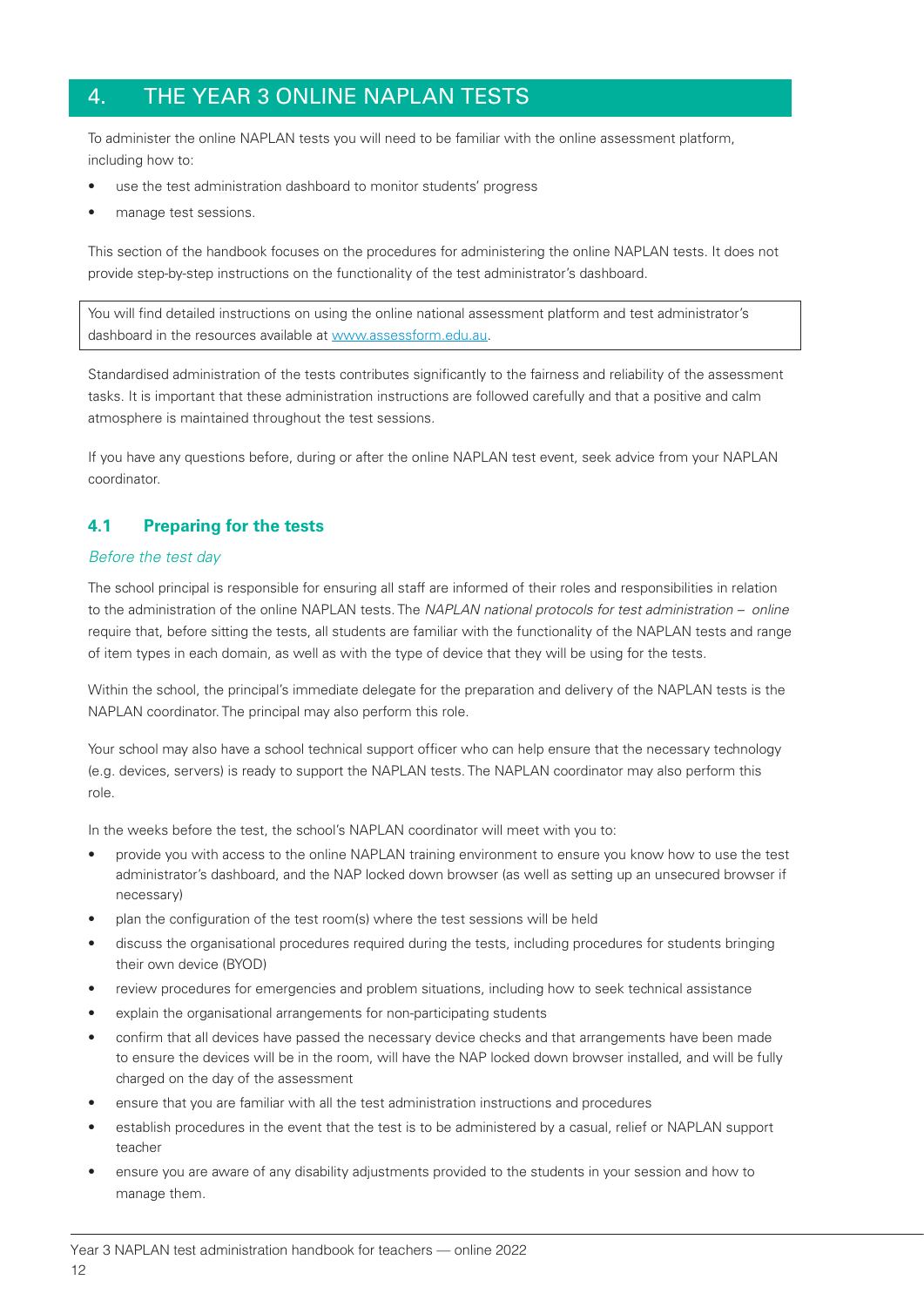# 4. THE YEAR 3 ONLINE NAPLAN TESTS

To administer the online NAPLAN tests you will need to be familiar with the online assessment platform, including how to:

- use the test administration dashboard to monitor students' progress
- manage test sessions.

This section of the handbook focuses on the procedures for administering the online NAPLAN tests. It does not provide step-by-step instructions on the functionality of the test administrator's dashboard.

> You will find detailed instructions on using the online national assessment platform and test administrator's dashboard in the resources available at [www.assessform.edu.au](http://www.assessform.edu.au).

Standardised administration of the tests contributes significantly to the fairness and reliability of the assessment tasks. It is important that these administration instructions are followed carefully and that a positive and calm atmosphere is maintained throughout the test sessions.

If you have any questions before, during or after the online NAPLAN test event, seek advice from your NAPLAN coordinator.

## 4.1 Preparing for the tests

*Before the test day*

The school principal is responsible for ensuring all staff are informed of their roles and responsibilities in relation to the administration of the online NAPLAN tests. The *NAPLAN national protocols for test administration – online* require that, before sitting the tests, all students are familiar with the functionality of the NAPLAN tests and range of item types in each domain, as well as with the type of device that they will be using for the tests.

Within the school, the principal's immediate delegate for the preparation and delivery of the NAPLAN tests is the NAPLAN coordinator. The principal may also perform this role.

Your school may also have a school technical support officer who can help ensure that the necessary technology (e.g. devices, servers) is ready to support the NAPLAN tests. The NAPLAN coordinator may also perform this role.

In the weeks before the test, the school's NAPLAN coordinator will meet with you to:

- provide you with access to the online NAPLAN training environment to ensure you know how to use the test administrator's dashboard, and the NAP locked down browser (as well as setting up an unsecured browser if necessary)
- plan the configuration of the test room(s) where the test sessions will be held
- discuss the organisational procedures required during the tests, including procedures for students bringing their own device (BYOD)
- review procedures for emergencies and problem situations, including how to seek technical assistance
- explain the organisational arrangements for non-participating students
- confirm that all devices have passed the necessary device checks and that arrangements have been made to ensure the devices will be in the room, will have the NAP locked down browser installed, and will be fully charged on the day of the assessment
- ensure that you are familiar with all the test administration instructions and procedures
- establish procedures in the event that the test is to be administered by a casual, relief or NAPLAN support teacher
- ensure you are aware of any disability adjustments provided to the students in your session and how to manage them.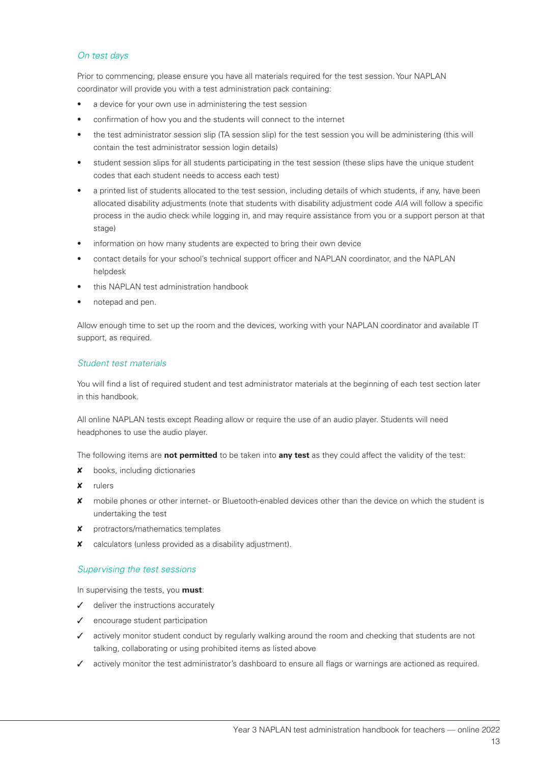### *On test days*

Prior to commencing, please ensure you have all materials required for the test session. Your NAPLAN coordinator will provide you with a test administration pack containing:

- a device for your own use in administering the test session
- confirmation of how you and the students will connect to the internet
- the test administrator session slip (TA session slip) for the test session you will be administering (this will contain the test administrator session login details)
- student session slips for all students participating in the test session (these slips have the unique student codes that each student needs to access each test)
- a printed list of students allocated to the test session, including details of which students, if any, have been allocated disability adjustments (note that students with disability adjustment code *AIA* will follow a specific process in the audio check while logging in, and may require assistance from you or a support person at that stage)
- information on how many students are expected to bring their own device
- contact details for your school's technical support officer and NAPLAN coordinator, and the NAPLAN helpdesk
- this NAPLAN test administration handbook
- notepad and pen.

Allow enough time to set up the room and the devices, working with your NAPLAN coordinator and available IT support, as required.

### *Student test materials*

You will find a list of required student and test administrator materials at the beginning of each test section later in this handbook.

All online NAPLAN tests except Reading allow or require the use of an audio player. Students will need headphones to use the audio player.

The following items are **not permitted** to be taken into **any test** as they could affect the validity of the test:

- ✘ books, including dictionaries
- ✘ rulers
- ✘ mobile phones or other internet- or Bluetooth-enabled devices other than the device on which the student is undertaking the test
- ✘ protractors/mathematics templates
- ✘ calculators (unless provided as a disability adjustment).

### *Supervising the test sessions*

In supervising the tests, you **must**:

- ✓ deliver the instructions accurately
- ✓ encourage student participation
- ✓ actively monitor student conduct by regularly walking around the room and checking that students are not talking, collaborating or using prohibited items as listed above
- ✓ actively monitor the test administrator's dashboard to ensure all flags or warnings are actioned as required.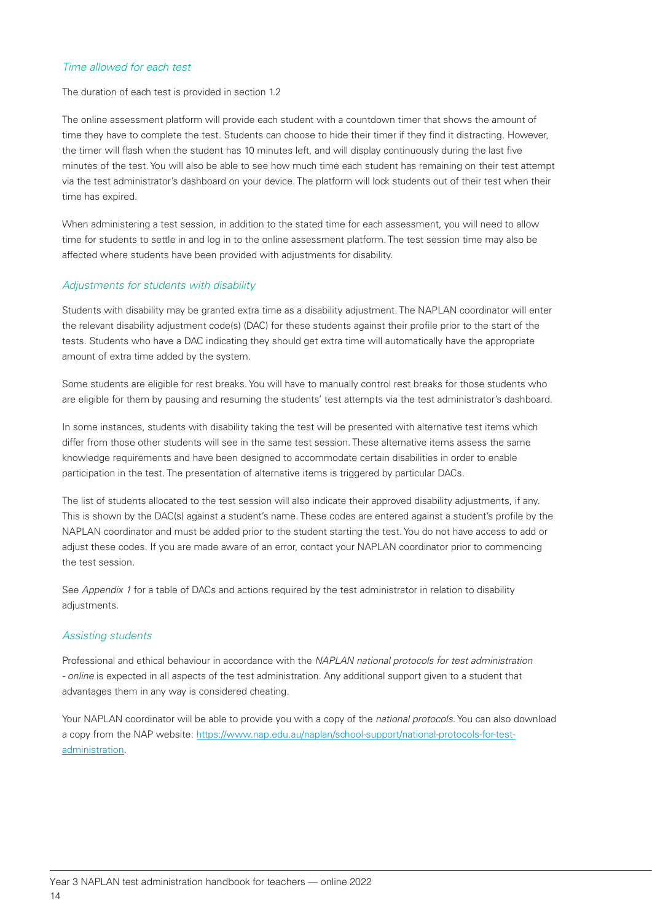### *Time allowed for each test*

The duration of each test is provided in section 1.2

The online assessment platform will provide each student with a countdown timer that shows the amount of time they have to complete the test. Students can choose to hide their timer if they find it distracting. However, the timer will flash when the student has 10 minutes left, and will display continuously during the last five minutes of the test. You will also be able to see how much time each student has remaining on their test attempt via the test administrator's dashboard on your device. The platform will lock students out of their test when their time has expired.

When administering a test session, in addition to the stated time for each assessment, you will need to allow time for students to settle in and log in to the online assessment platform. The test session time may also be affected where students have been provided with adjustments for disability.

### *Adjustments for students with disability*

Students with disability may be granted extra time as a disability adjustment. The NAPLAN coordinator will enter the relevant disability adjustment code(s) (DAC) for these students against their profile prior to the start of the tests. Students who have a DAC indicating they should get extra time will automatically have the appropriate amount of extra time added by the system.

Some students are eligible for rest breaks. You will have to manually control rest breaks for those students who are eligible for them by pausing and resuming the students' test attempts via the test administrator's dashboard.

In some instances, students with disability taking the test will be presented with alternative test items which differ from those other students will see in the same test session. These alternative items assess the same knowledge requirements and have been designed to accommodate certain disabilities in order to enable participation in the test. The presentation of alternative items is triggered by particular DACs.

The list of students allocated to the test session will also indicate their approved disability adjustments, if any. This is shown by the DAC(s) against a student's name. These codes are entered against a student's profile by the NAPLAN coordinator and must be added prior to the student starting the test. You do not have access to add or adjust these codes. If you are made aware of an error, contact your NAPLAN coordinator prior to commencing the test session.

See *Appendix 1* for a table of DACs and actions required by the test administrator in relation to disability adjustments.

### *Assisting students*

Professional and ethical behaviour in accordance with the *NAPLAN national protocols for test administration - online* is expected in all aspects of the test administration. Any additional support given to a student that advantages them in any way is considered cheating.

Your NAPLAN coordinator will be able to provide you with a copy of the *national protocols*. You can also download a copy from the NAP website: [https://www.nap.edu.au/naplan/school-support/national-protocols-for-test-administration](https://www.nap.edu.au/naplan/school-support/national-protocols-for-test-administration).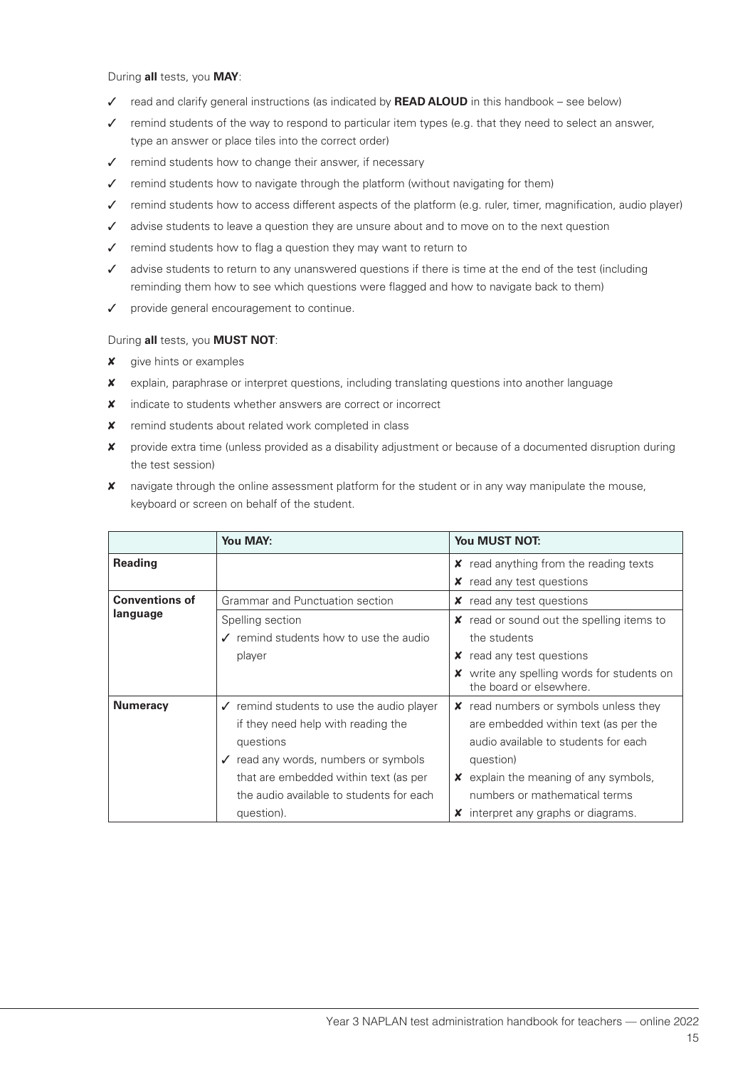During **all** tests, you **MAY**:

- ✓ read and clarify general instructions (as indicated by **READ ALOUD** in this handbook – see below)
- ✓ remind students of the way to respond to particular item types (e.g. that they need to select an answer, type an answer or place tiles into the correct order)
- ✓ remind students how to change their answer, if necessary
- ✓ remind students how to navigate through the platform (without navigating for them)
- ✓ remind students how to access different aspects of the platform (e.g. ruler, timer, magnification, audio player)
- ✓ advise students to leave a question they are unsure about and to move on to the next question
- ✓ remind students how to flag a question they may want to return to
- ✓ advise students to return to any unanswered questions if there is time at the end of the test (including reminding them how to see which questions were flagged and how to navigate back to them)
- ✓ provide general encouragement to continue.

During **all** tests, you **MUST NOT**:

- ✘ give hints or examples
- ✘ explain, paraphrase or interpret questions, including translating questions into another language
- ✘ indicate to students whether answers are correct or incorrect
- ✘ remind students about related work completed in class
- ✘ provide extra time (unless provided as a disability adjustment or because of a documented disruption during the test session)
- ✘ navigate through the online assessment platform for the student or in any way manipulate the mouse, keyboard or screen on behalf of the student.

| | **You MAY:** | **You MUST NOT:** |
|---|---|---|
| **Reading** | | ✘ read anything from the reading texts<br>✘ read any test questions |
| **Conventions of language** | Grammar and Punctuation section | ✘ read any test questions |
| | Spelling section<br>✓ remind students how to use the audio player | ✘ read or sound out the spelling items to the students<br>✘ read any test questions<br>✘ write any spelling words for students on the board or elsewhere. |
| **Numeracy** | ✓ remind students to use the audio player if they need help with reading the questions<br>✓ read any words, numbers or symbols that are embedded within text (as per the audio available to students for each question). | ✘ read numbers or symbols unless they are embedded within text (as per the audio available to students for each question)<br>✘ explain the meaning of any symbols, numbers or mathematical terms<br>✘ interpret any graphs or diagrams. |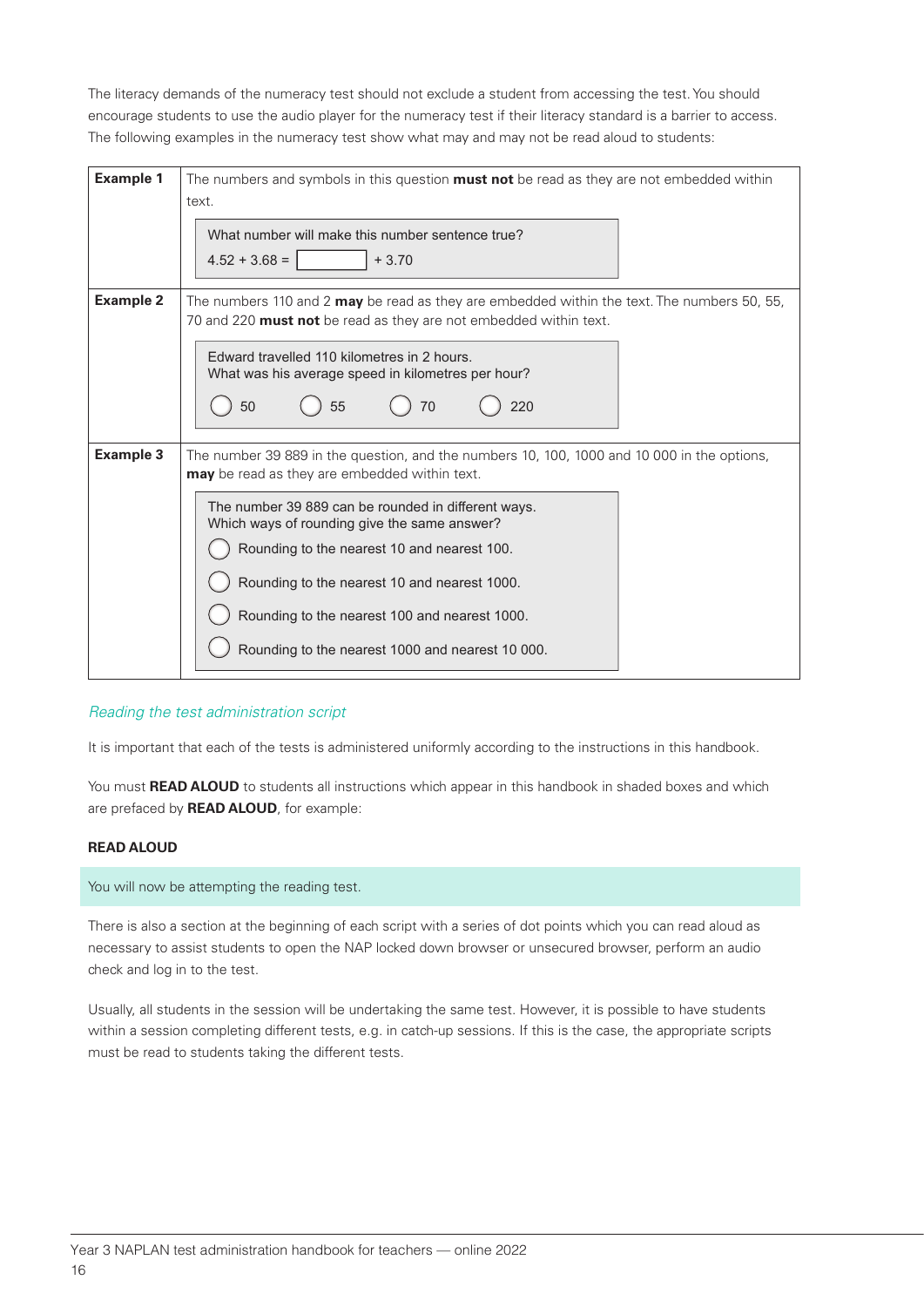The literacy demands of the numeracy test should not exclude a student from accessing the test. You should encourage students to use the audio player for the numeracy test if their literacy standard is a barrier to access. The following examples in the numeracy test show what may and may not be read aloud to students:

| | |
|---|---|
| **Example 1** | The numbers and symbols in this question **must not** be read as they are not embedded within text.<br><br>What number will make this number sentence true?<br>4.52 + 3.68 = [ ] + 3.70 |
| **Example 2** | The numbers 110 and 2 **may** be read as they are embedded within the text. The numbers 50, 55, 70 and 220 **must not** be read as they are not embedded within text.<br><br>Edward travelled 110 kilometres in 2 hours.<br>What was his average speed in kilometres per hour?<br>◯ 50 ◯ 55 ◯ 70 ◯ 220 |
| **Example 3** | The number 39 889 in the question, and the numbers 10, 100, 1000 and 10 000 in the options, **may** be read as they are embedded within text.<br><br>The number 39 889 can be rounded in different ways.<br>Which ways of rounding give the same answer?<br>◯ Rounding to the nearest 10 and nearest 100.<br>◯ Rounding to the nearest 10 and nearest 1000.<br>◯ Rounding to the nearest 100 and nearest 1000.<br>◯ Rounding to the nearest 1000 and nearest 10 000. |

### *Reading the test administration script*

It is important that each of the tests is administered uniformly according to the instructions in this handbook.

You must **READ ALOUD** to students all instructions which appear in this handbook in shaded boxes and which are prefaced by **READ ALOUD**, for example:

**READ ALOUD**

> You will now be attempting the reading test.

There is also a section at the beginning of each script with a series of dot points which you can read aloud as necessary to assist students to open the NAP locked down browser or unsecured browser, perform an audio check and log in to the test.

Usually, all students in the session will be undertaking the same test. However, it is possible to have students within a session completing different tests, e.g. in catch-up sessions. If this is the case, the appropriate scripts must be read to students taking the different tests.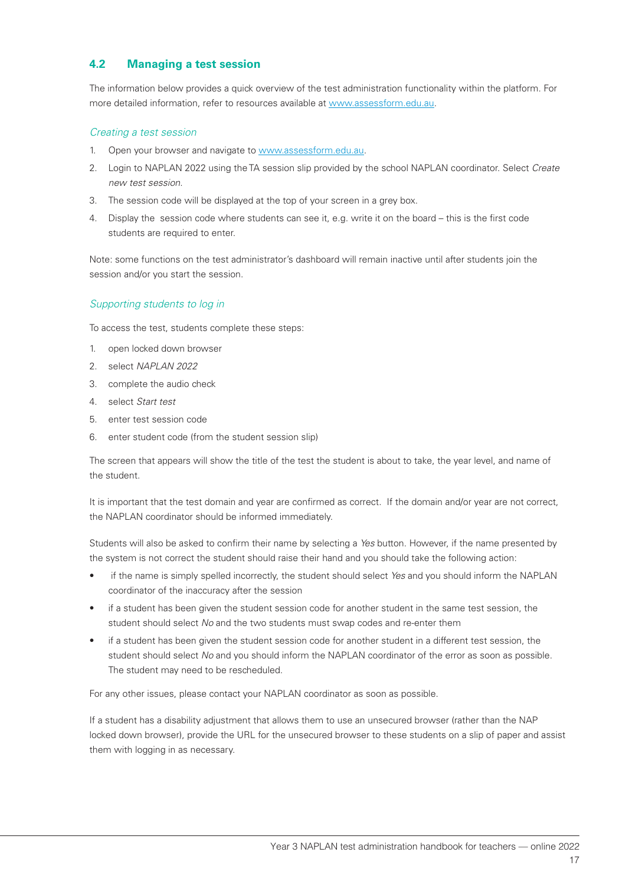## 4.2 Managing a test session

The information below provides a quick overview of the test administration functionality within the platform. For more detailed information, refer to resources available at [www.assessform.edu.au](http://www.assessform.edu.au).

### *Creating a test session*

1. Open your browser and navigate to [www.assessform.edu.au](http://www.assessform.edu.au).
2. Login to NAPLAN 2022 using the TA session slip provided by the school NAPLAN coordinator. Select *Create new test session*.
3. The session code will be displayed at the top of your screen in a grey box.
4. Display the session code where students can see it, e.g. write it on the board – this is the first code students are required to enter.

Note: some functions on the test administrator's dashboard will remain inactive until after students join the session and/or you start the session.

### *Supporting students to log in*

To access the test, students complete these steps:

1. open locked down browser
2. select *NAPLAN 2022*
3. complete the audio check
4. select *Start test*
5. enter test session code
6. enter student code (from the student session slip)

The screen that appears will show the title of the test the student is about to take, the year level, and name of the student.

It is important that the test domain and year are confirmed as correct. If the domain and/or year are not correct, the NAPLAN coordinator should be informed immediately.

Students will also be asked to confirm their name by selecting a *Yes* button. However, if the name presented by the system is not correct the student should raise their hand and you should take the following action:

- if the name is simply spelled incorrectly, the student should select *Yes* and you should inform the NAPLAN coordinator of the inaccuracy after the session
- if a student has been given the student session code for another student in the same test session, the student should select *No* and the two students must swap codes and re-enter them
- if a student has been given the student session code for another student in a different test session, the student should select *No* and you should inform the NAPLAN coordinator of the error as soon as possible. The student may need to be rescheduled.

For any other issues, please contact your NAPLAN coordinator as soon as possible.

If a student has a disability adjustment that allows them to use an unsecured browser (rather than the NAP locked down browser), provide the URL for the unsecured browser to these students on a slip of paper and assist them with logging in as necessary.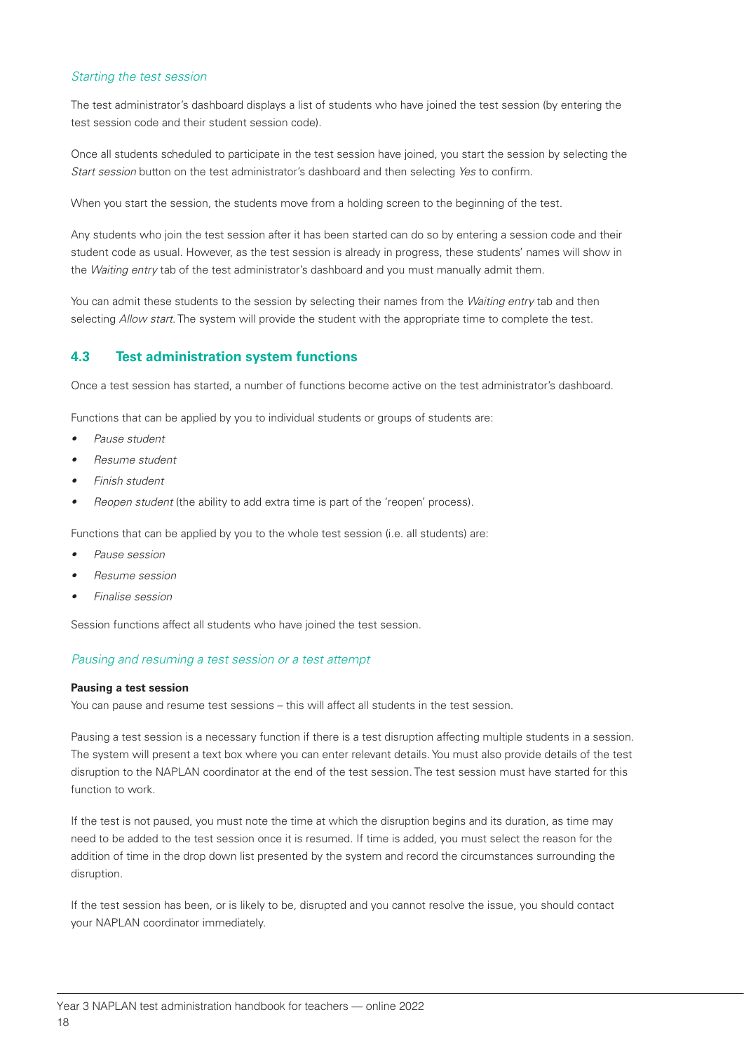*Starting the test session*

The test administrator's dashboard displays a list of students who have joined the test session (by entering the test session code and their student session code).

Once all students scheduled to participate in the test session have joined, you start the session by selecting the *Start session* button on the test administrator's dashboard and then selecting *Yes* to confirm.

When you start the session, the students move from a holding screen to the beginning of the test.

Any students who join the test session after it has been started can do so by entering a session code and their student code as usual. However, as the test session is already in progress, these students' names will show in the *Waiting entry* tab of the test administrator's dashboard and you must manually admit them.

You can admit these students to the session by selecting their names from the *Waiting entry* tab and then selecting *Allow start*. The system will provide the student with the appropriate time to complete the test.

## 4.3 Test administration system functions

Once a test session has started, a number of functions become active on the test administrator's dashboard.

Functions that can be applied by you to individual students or groups of students are:

- *Pause student*
- *Resume student*
- *Finish student*
- *Reopen student* (the ability to add extra time is part of the 'reopen' process).

Functions that can be applied by you to the whole test session (i.e. all students) are:

- *Pause session*
- *Resume session*
- *Finalise session*

Session functions affect all students who have joined the test session.

*Pausing and resuming a test session or a test attempt*

**Pausing a test session**

You can pause and resume test sessions – this will affect all students in the test session.

Pausing a test session is a necessary function if there is a test disruption affecting multiple students in a session. The system will present a text box where you can enter relevant details. You must also provide details of the test disruption to the NAPLAN coordinator at the end of the test session. The test session must have started for this function to work.

If the test is not paused, you must note the time at which the disruption begins and its duration, as time may need to be added to the test session once it is resumed. If time is added, you must select the reason for the addition of time in the drop down list presented by the system and record the circumstances surrounding the disruption.

If the test session has been, or is likely to be, disrupted and you cannot resolve the issue, you should contact your NAPLAN coordinator immediately.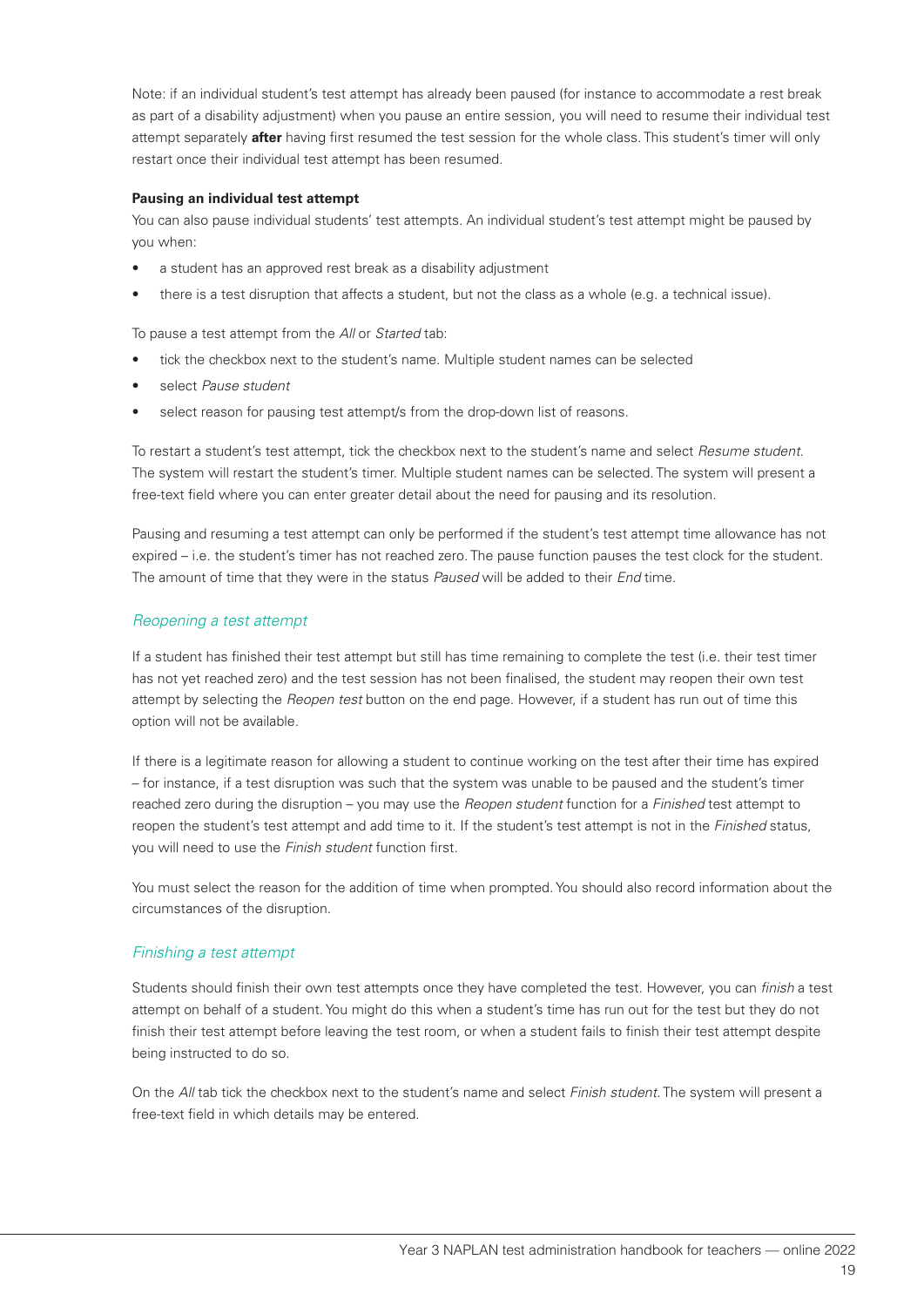Note: if an individual student's test attempt has already been paused (for instance to accommodate a rest break as part of a disability adjustment) when you pause an entire session, you will need to resume their individual test attempt separately **after** having first resumed the test session for the whole class. This student's timer will only restart once their individual test attempt has been resumed.

**Pausing an individual test attempt**

You can also pause individual students' test attempts. An individual student's test attempt might be paused by you when:

- a student has an approved rest break as a disability adjustment
- there is a test disruption that affects a student, but not the class as a whole (e.g. a technical issue).

To pause a test attempt from the *All* or *Started* tab:

- tick the checkbox next to the student's name. Multiple student names can be selected
- select *Pause student*
- select reason for pausing test attempt/s from the drop-down list of reasons.

To restart a student's test attempt, tick the checkbox next to the student's name and select *Resume student*. The system will restart the student's timer. Multiple student names can be selected. The system will present a free-text field where you can enter greater detail about the need for pausing and its resolution.

Pausing and resuming a test attempt can only be performed if the student's test attempt time allowance has not expired – i.e. the student's timer has not reached zero. The pause function pauses the test clock for the student. The amount of time that they were in the status *Paused* will be added to their *End* time.

### *Reopening a test attempt*

If a student has finished their test attempt but still has time remaining to complete the test (i.e. their test timer has not yet reached zero) and the test session has not been finalised, the student may reopen their own test attempt by selecting the *Reopen test* button on the end page. However, if a student has run out of time this option will not be available.

If there is a legitimate reason for allowing a student to continue working on the test after their time has expired – for instance, if a test disruption was such that the system was unable to be paused and the student's timer reached zero during the disruption – you may use the *Reopen student* function for a *Finished* test attempt to reopen the student's test attempt and add time to it. If the student's test attempt is not in the *Finished* status, you will need to use the *Finish student* function first.

You must select the reason for the addition of time when prompted. You should also record information about the circumstances of the disruption.

### *Finishing a test attempt*

Students should finish their own test attempts once they have completed the test. However, you can *finish* a test attempt on behalf of a student. You might do this when a student's time has run out for the test but they do not finish their test attempt before leaving the test room, or when a student fails to finish their test attempt despite being instructed to do so.

On the *All* tab tick the checkbox next to the student's name and select *Finish student*. The system will present a free-text field in which details may be entered.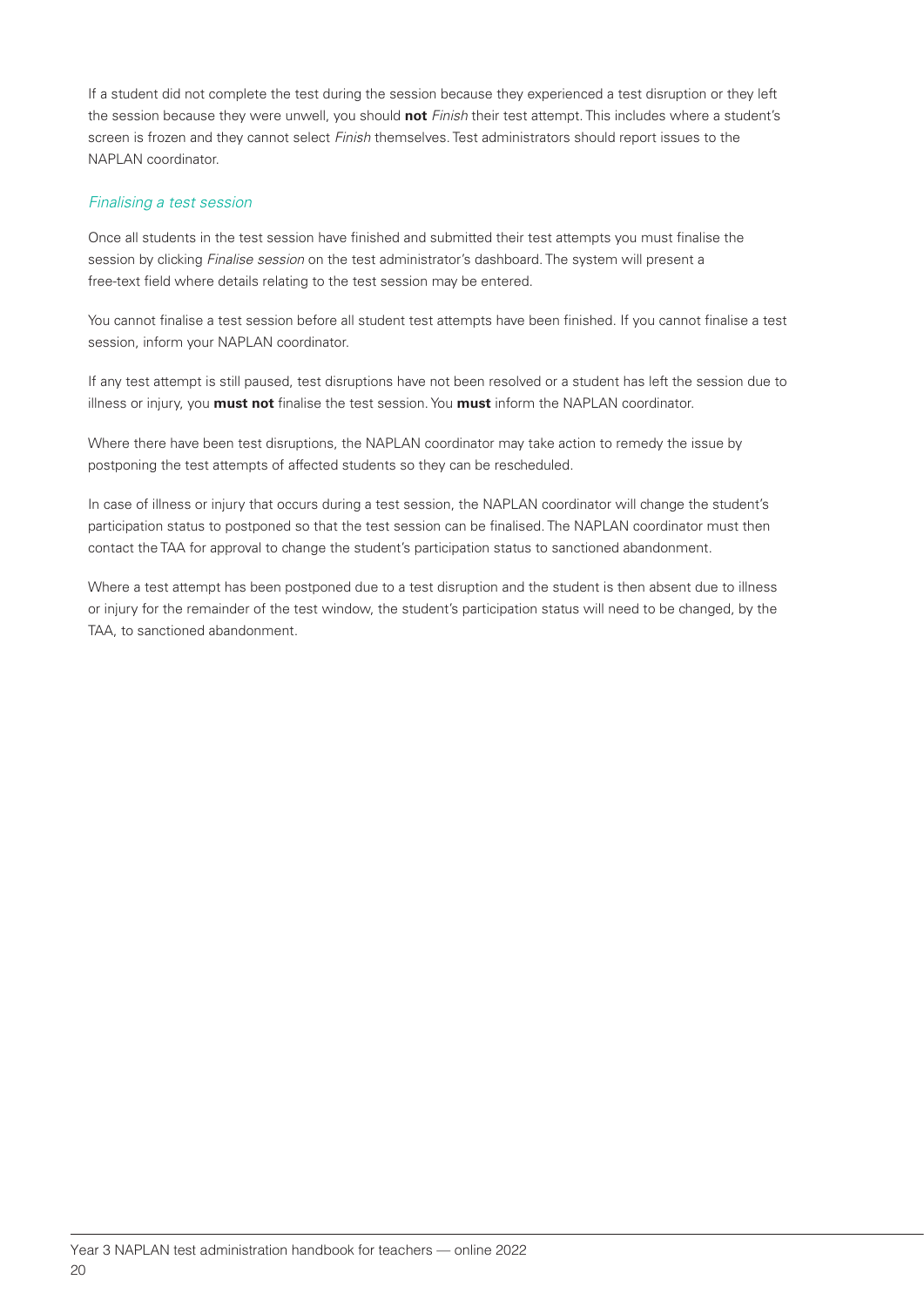If a student did not complete the test during the session because they experienced a test disruption or they left the session because they were unwell, you should **not** *Finish* their test attempt. This includes where a student's screen is frozen and they cannot select *Finish* themselves. Test administrators should report issues to the NAPLAN coordinator.

### *Finalising a test session*

Once all students in the test session have finished and submitted their test attempts you must finalise the session by clicking *Finalise session* on the test administrator's dashboard. The system will present a free-text field where details relating to the test session may be entered.

You cannot finalise a test session before all student test attempts have been finished. If you cannot finalise a test session, inform your NAPLAN coordinator.

If any test attempt is still paused, test disruptions have not been resolved or a student has left the session due to illness or injury, you **must not** finalise the test session. You **must** inform the NAPLAN coordinator.

Where there have been test disruptions, the NAPLAN coordinator may take action to remedy the issue by postponing the test attempts of affected students so they can be rescheduled.

In case of illness or injury that occurs during a test session, the NAPLAN coordinator will change the student's participation status to postponed so that the test session can be finalised. The NAPLAN coordinator must then contact the TAA for approval to change the student's participation status to sanctioned abandonment.

Where a test attempt has been postponed due to a test disruption and the student is then absent due to illness or injury for the remainder of the test window, the student's participation status will need to be changed, by the TAA, to sanctioned abandonment.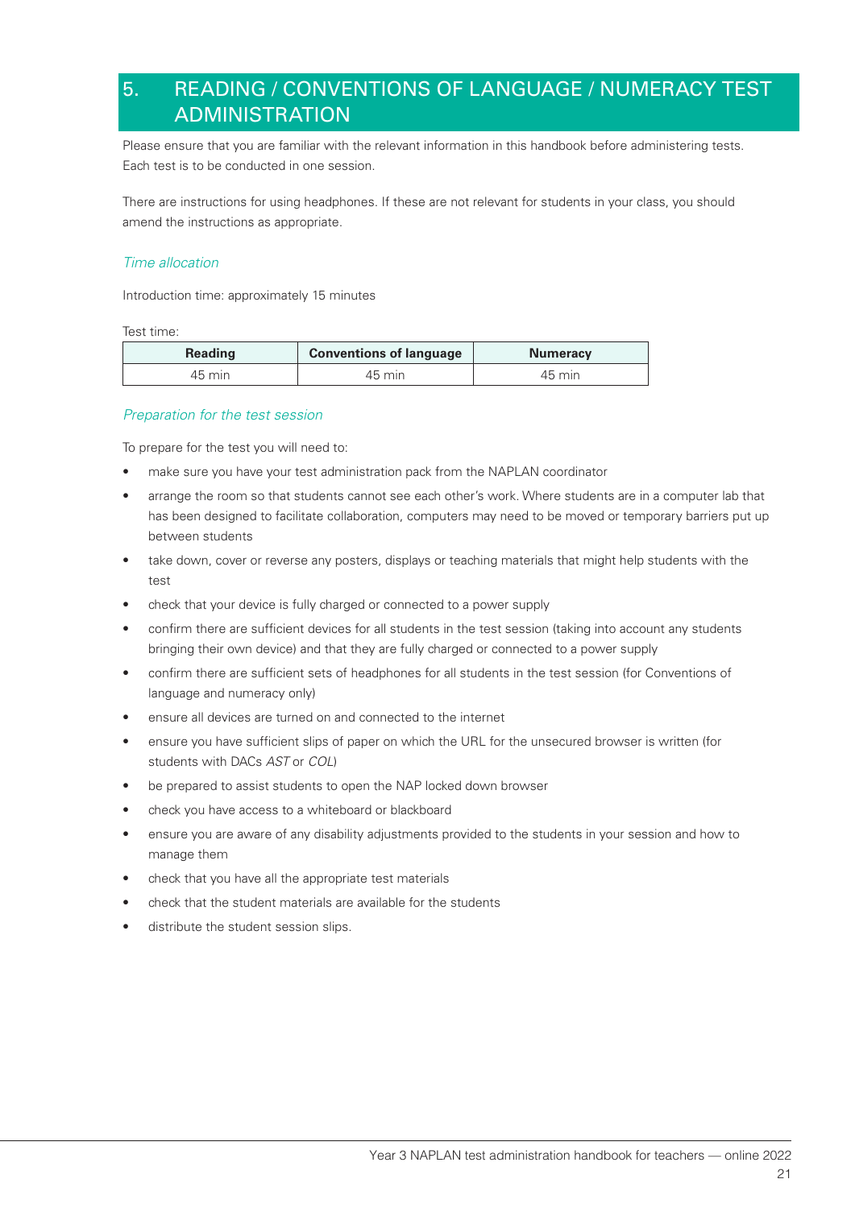# 5. READING / CONVENTIONS OF LANGUAGE / NUMERACY TEST ADMINISTRATION

Please ensure that you are familiar with the relevant information in this handbook before administering tests. Each test is to be conducted in one session.

There are instructions for using headphones. If these are not relevant for students in your class, you should amend the instructions as appropriate.

### *Time allocation*

Introduction time: approximately 15 minutes

Test time:

| Reading | Conventions of language | Numeracy |
|---|---|---|
| 45 min | 45 min | 45 min |

### *Preparation for the test session*

To prepare for the test you will need to:

- make sure you have your test administration pack from the NAPLAN coordinator
- arrange the room so that students cannot see each other's work. Where students are in a computer lab that has been designed to facilitate collaboration, computers may need to be moved or temporary barriers put up between students
- take down, cover or reverse any posters, displays or teaching materials that might help students with the test
- check that your device is fully charged or connected to a power supply
- confirm there are sufficient devices for all students in the test session (taking into account any students bringing their own device) and that they are fully charged or connected to a power supply
- confirm there are sufficient sets of headphones for all students in the test session (for Conventions of language and numeracy only)
- ensure all devices are turned on and connected to the internet
- ensure you have sufficient slips of paper on which the URL for the unsecured browser is written (for students with DACs *AST* or *COL*)
- be prepared to assist students to open the NAP locked down browser
- check you have access to a whiteboard or blackboard
- ensure you are aware of any disability adjustments provided to the students in your session and how to manage them
- check that you have all the appropriate test materials
- check that the student materials are available for the students
- distribute the student session slips.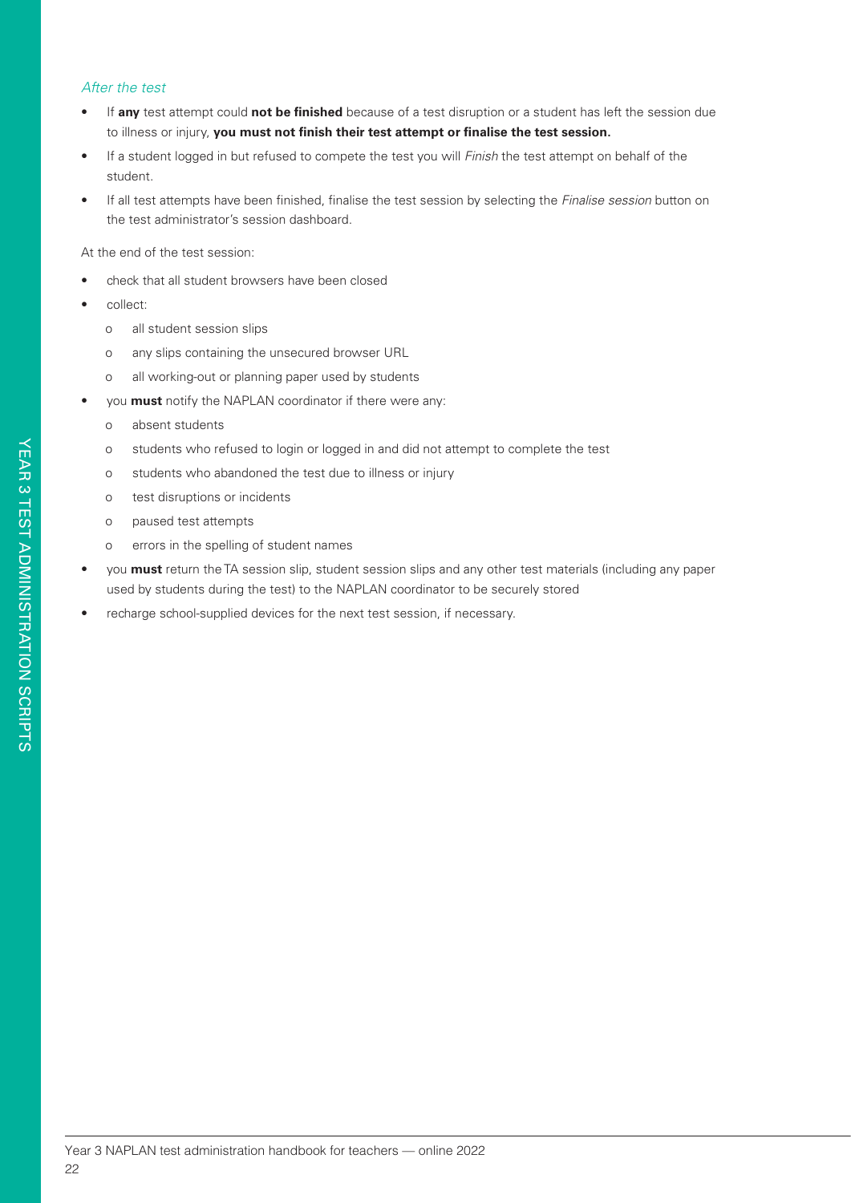*After the test*

- If **any** test attempt could **not be finished** because of a test disruption or a student has left the session due to illness or injury, **you must not finish their test attempt or finalise the test session.**
- If a student logged in but refused to compete the test you will *Finish* the test attempt on behalf of the student.
- If all test attempts have been finished, finalise the test session by selecting the *Finalise session* button on the test administrator's session dashboard.

At the end of the test session:

- check that all student browsers have been closed
- collect:
  - all student session slips
  - any slips containing the unsecured browser URL
  - all working-out or planning paper used by students
- you **must** notify the NAPLAN coordinator if there were any:
  - absent students
  - students who refused to login or logged in and did not attempt to complete the test
  - students who abandoned the test due to illness or injury
  - test disruptions or incidents
  - paused test attempts
  - errors in the spelling of student names
- you **must** return the TA session slip, student session slips and any other test materials (including any paper used by students during the test) to the NAPLAN coordinator to be securely stored
- recharge school-supplied devices for the next test session, if necessary.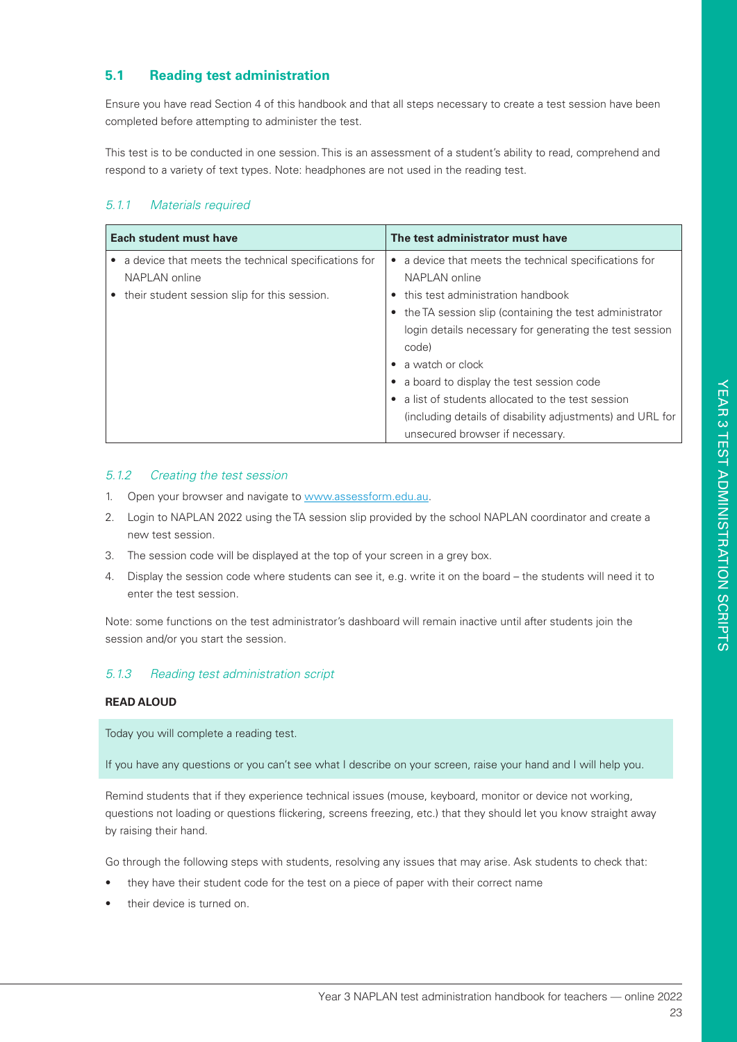## 5.1 Reading test administration

Ensure you have read Section 4 of this handbook and that all steps necessary to create a test session have been completed before attempting to administer the test.

This test is to be conducted in one session. This is an assessment of a student's ability to read, comprehend and respond to a variety of text types. Note: headphones are not used in the reading test.

### *5.1.1 Materials required*

| Each student must have | The test administrator must have |
| --- | --- |
| • a device that meets the technical specifications for NAPLAN online<br>• their student session slip for this session. | • a device that meets the technical specifications for NAPLAN online<br>• this test administration handbook<br>• the TA session slip (containing the test administrator login details necessary for generating the test session code)<br>• a watch or clock<br>• a board to display the test session code<br>• a list of students allocated to the test session (including details of disability adjustments) and URL for unsecured browser if necessary. |

### *5.1.2 Creating the test session*

1. Open your browser and navigate to www.assessform.edu.au.
2. Login to NAPLAN 2022 using the TA session slip provided by the school NAPLAN coordinator and create a new test session.
3. The session code will be displayed at the top of your screen in a grey box.
4. Display the session code where students can see it, e.g. write it on the board – the students will need it to enter the test session.

Note: some functions on the test administrator's dashboard will remain inactive until after students join the session and/or you start the session.

### *5.1.3 Reading test administration script*

**READ ALOUD**

Today you will complete a reading test.

If you have any questions or you can't see what I describe on your screen, raise your hand and I will help you.

Remind students that if they experience technical issues (mouse, keyboard, monitor or device not working, questions not loading or questions flickering, screens freezing, etc.) that they should let you know straight away by raising their hand.

Go through the following steps with students, resolving any issues that may arise. Ask students to check that:

- they have their student code for the test on a piece of paper with their correct name
- their device is turned on.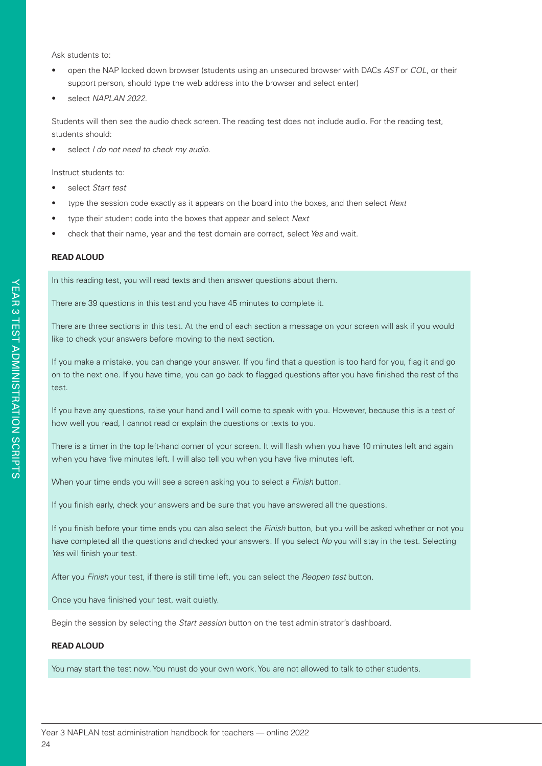Ask students to:

- open the NAP locked down browser (students using an unsecured browser with DACs *AST* or *COL*, or their support person, should type the web address into the browser and select enter)
- select *NAPLAN 2022*.

Students will then see the audio check screen. The reading test does not include audio. For the reading test, students should:

- select *I do not need to check my audio.*

Instruct students to:

- select *Start test*
- type the session code exactly as it appears on the board into the boxes, and then select *Next*
- type their student code into the boxes that appear and select *Next*
- check that their name, year and the test domain are correct, select *Yes* and wait.

**READ ALOUD**

> In this reading test, you will read texts and then answer questions about them.
>
> There are 39 questions in this test and you have 45 minutes to complete it.
>
> There are three sections in this test. At the end of each section a message on your screen will ask if you would like to check your answers before moving to the next section.
>
> If you make a mistake, you can change your answer. If you find that a question is too hard for you, flag it and go on to the next one. If you have time, you can go back to flagged questions after you have finished the rest of the test.
>
> If you have any questions, raise your hand and I will come to speak with you. However, because this is a test of how well you read, I cannot read or explain the questions or texts to you.
>
> There is a timer in the top left-hand corner of your screen. It will flash when you have 10 minutes left and again when you have five minutes left. I will also tell you when you have five minutes left.
>
> When your time ends you will see a screen asking you to select a *Finish* button.
>
> If you finish early, check your answers and be sure that you have answered all the questions.
>
> If you finish before your time ends you can also select the *Finish* button, but you will be asked whether or not you have completed all the questions and checked your answers. If you select *No* you will stay in the test. Selecting *Yes* will finish your test.
>
> After you *Finish* your test, if there is still time left, you can select the *Reopen test* button.
>
> Once you have finished your test, wait quietly.

Begin the session by selecting the *Start session* button on the test administrator's dashboard.

**READ ALOUD**

> You may start the test now. You must do your own work. You are not allowed to talk to other students.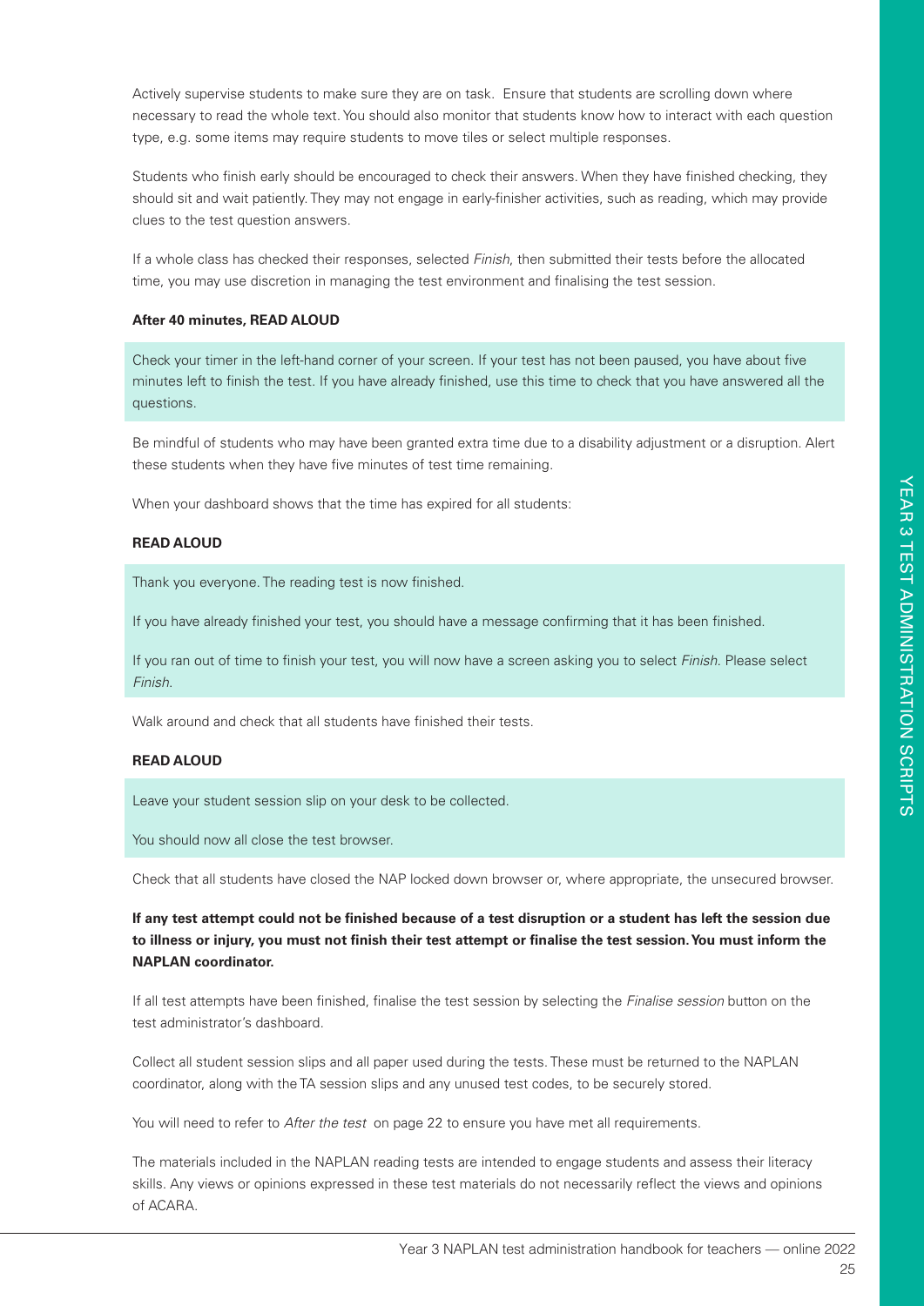Actively supervise students to make sure they are on task. Ensure that students are scrolling down where necessary to read the whole text. You should also monitor that students know how to interact with each question type, e.g. some items may require students to move tiles or select multiple responses.

Students who finish early should be encouraged to check their answers. When they have finished checking, they should sit and wait patiently. They may not engage in early-finisher activities, such as reading, which may provide clues to the test question answers.

If a whole class has checked their responses, selected *Finish*, then submitted their tests before the allocated time, you may use discretion in managing the test environment and finalising the test session.

**After 40 minutes, READ ALOUD**

> Check your timer in the left-hand corner of your screen. If your test has not been paused, you have about five minutes left to finish the test. If you have already finished, use this time to check that you have answered all the questions.

Be mindful of students who may have been granted extra time due to a disability adjustment or a disruption. Alert these students when they have five minutes of test time remaining.

When your dashboard shows that the time has expired for all students:

**READ ALOUD**

> Thank you everyone. The reading test is now finished.
>
> If you have already finished your test, you should have a message confirming that it has been finished.
>
> If you ran out of time to finish your test, you will now have a screen asking you to select *Finish*. Please select *Finish*.

Walk around and check that all students have finished their tests.

**READ ALOUD**

> Leave your student session slip on your desk to be collected.
>
> You should now all close the test browser.

Check that all students have closed the NAP locked down browser or, where appropriate, the unsecured browser.

**If any test attempt could not be finished because of a test disruption or a student has left the session due to illness or injury, you must not finish their test attempt or finalise the test session. You must inform the NAPLAN coordinator.**

If all test attempts have been finished, finalise the test session by selecting the *Finalise session* button on the test administrator's dashboard.

Collect all student session slips and all paper used during the tests. These must be returned to the NAPLAN coordinator, along with the TA session slips and any unused test codes, to be securely stored.

You will need to refer to *After the test* on page 22 to ensure you have met all requirements.

The materials included in the NAPLAN reading tests are intended to engage students and assess their literacy skills. Any views or opinions expressed in these test materials do not necessarily reflect the views and opinions of ACARA.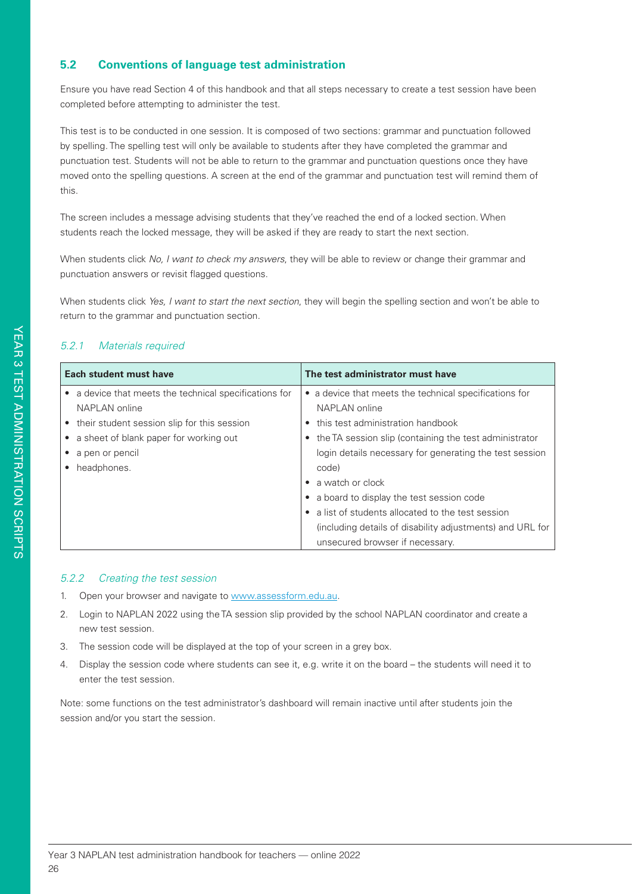## 5.2 Conventions of language test administration

Ensure you have read Section 4 of this handbook and that all steps necessary to create a test session have been completed before attempting to administer the test.

This test is to be conducted in one session. It is composed of two sections: grammar and punctuation followed by spelling. The spelling test will only be available to students after they have completed the grammar and punctuation test. Students will not be able to return to the grammar and punctuation questions once they have moved onto the spelling questions. A screen at the end of the grammar and punctuation test will remind them of this.

The screen includes a message advising students that they've reached the end of a locked section. When students reach the locked message, they will be asked if they are ready to start the next section.

When students click *No, I want to check my answers*, they will be able to review or change their grammar and punctuation answers or revisit flagged questions.

When students click *Yes, I want to start the next section*, they will begin the spelling section and won't be able to return to the grammar and punctuation section.

### *5.2.1 Materials required*

| Each student must have | The test administrator must have |
|---|---|
| • a device that meets the technical specifications for NAPLAN online<br>• their student session slip for this session<br>• a sheet of blank paper for working out<br>• a pen or pencil<br>• headphones. | • a device that meets the technical specifications for NAPLAN online<br>• this test administration handbook<br>• the TA session slip (containing the test administrator login details necessary for generating the test session code)<br>• a watch or clock<br>• a board to display the test session code<br>• a list of students allocated to the test session (including details of disability adjustments) and URL for unsecured browser if necessary. |

### *5.2.2 Creating the test session*

1. Open your browser and navigate to www.assessform.edu.au.
2. Login to NAPLAN 2022 using the TA session slip provided by the school NAPLAN coordinator and create a new test session.
3. The session code will be displayed at the top of your screen in a grey box.
4. Display the session code where students can see it, e.g. write it on the board – the students will need it to enter the test session.

Note: some functions on the test administrator's dashboard will remain inactive until after students join the session and/or you start the session.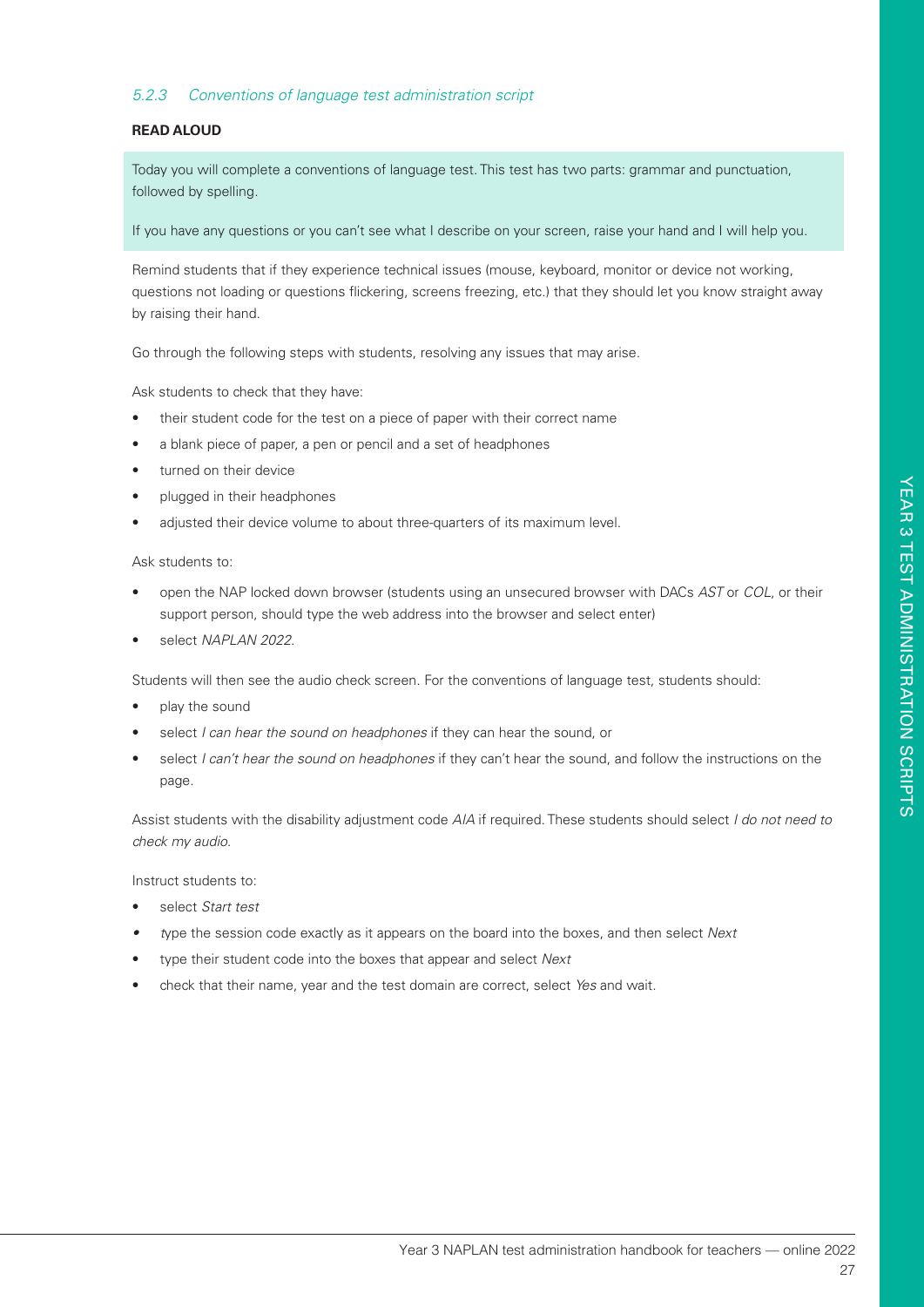### *5.2.3 Conventions of language test administration script*

**READ ALOUD**

Today you will complete a conventions of language test. This test has two parts: grammar and punctuation, followed by spelling.

If you have any questions or you can't see what I describe on your screen, raise your hand and I will help you.

Remind students that if they experience technical issues (mouse, keyboard, monitor or device not working, questions not loading or questions flickering, screens freezing, etc.) that they should let you know straight away by raising their hand.

Go through the following steps with students, resolving any issues that may arise.

Ask students to check that they have:

- their student code for the test on a piece of paper with their correct name
- a blank piece of paper, a pen or pencil and a set of headphones
- turned on their device
- plugged in their headphones
- adjusted their device volume to about three-quarters of its maximum level.

Ask students to:

- open the NAP locked down browser (students using an unsecured browser with DACs *AST* or *COL*, or their support person, should type the web address into the browser and select enter)
- select *NAPLAN 2022*.

Students will then see the audio check screen. For the conventions of language test, students should:

- play the sound
- select *I can hear the sound on headphones* if they can hear the sound, or
- select *I can't hear the sound on headphones* if they can't hear the sound, and follow the instructions on the page.

Assist students with the disability adjustment code *AIA* if required. These students should select *I do not need to check my audio.*

Instruct students to:

- select *Start test*
- type the session code exactly as it appears on the board into the boxes, and then select *Next*
- type their student code into the boxes that appear and select *Next*
- check that their name, year and the test domain are correct, select *Yes* and wait.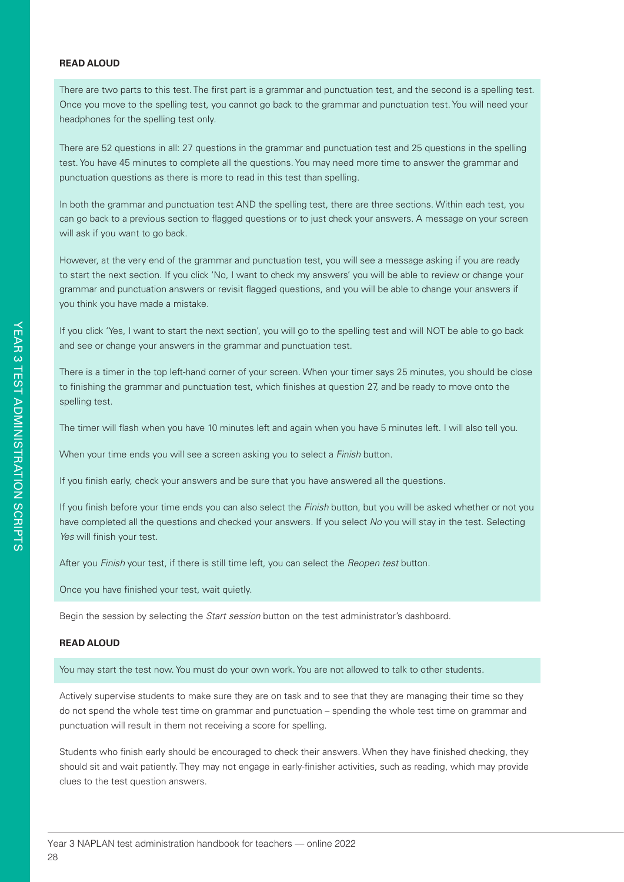**READ ALOUD**

There are two parts to this test. The first part is a grammar and punctuation test, and the second is a spelling test. Once you move to the spelling test, you cannot go back to the grammar and punctuation test. You will need your headphones for the spelling test only.

There are 52 questions in all: 27 questions in the grammar and punctuation test and 25 questions in the spelling test. You have 45 minutes to complete all the questions. You may need more time to answer the grammar and punctuation questions as there is more to read in this test than spelling.

In both the grammar and punctuation test AND the spelling test, there are three sections. Within each test, you can go back to a previous section to flagged questions or to just check your answers. A message on your screen will ask if you want to go back.

However, at the very end of the grammar and punctuation test, you will see a message asking if you are ready to start the next section. If you click 'No, I want to check my answers' you will be able to review or change your grammar and punctuation answers or revisit flagged questions, and you will be able to change your answers if you think you have made a mistake.

If you click 'Yes, I want to start the next section', you will go to the spelling test and will NOT be able to go back and see or change your answers in the grammar and punctuation test.

There is a timer in the top left-hand corner of your screen. When your timer says 25 minutes, you should be close to finishing the grammar and punctuation test, which finishes at question 27, and be ready to move onto the spelling test.

The timer will flash when you have 10 minutes left and again when you have 5 minutes left. I will also tell you.

When your time ends you will see a screen asking you to select a *Finish* button.

If you finish early, check your answers and be sure that you have answered all the questions.

If you finish before your time ends you can also select the *Finish* button, but you will be asked whether or not you have completed all the questions and checked your answers. If you select *No* you will stay in the test. Selecting *Yes* will finish your test.

After you *Finish* your test, if there is still time left, you can select the *Reopen test* button.

Once you have finished your test, wait quietly.

Begin the session by selecting the *Start session* button on the test administrator's dashboard.

**READ ALOUD**

You may start the test now. You must do your own work. You are not allowed to talk to other students.

Actively supervise students to make sure they are on task and to see that they are managing their time so they do not spend the whole test time on grammar and punctuation – spending the whole test time on grammar and punctuation will result in them not receiving a score for spelling.

Students who finish early should be encouraged to check their answers. When they have finished checking, they should sit and wait patiently. They may not engage in early-finisher activities, such as reading, which may provide clues to the test question answers.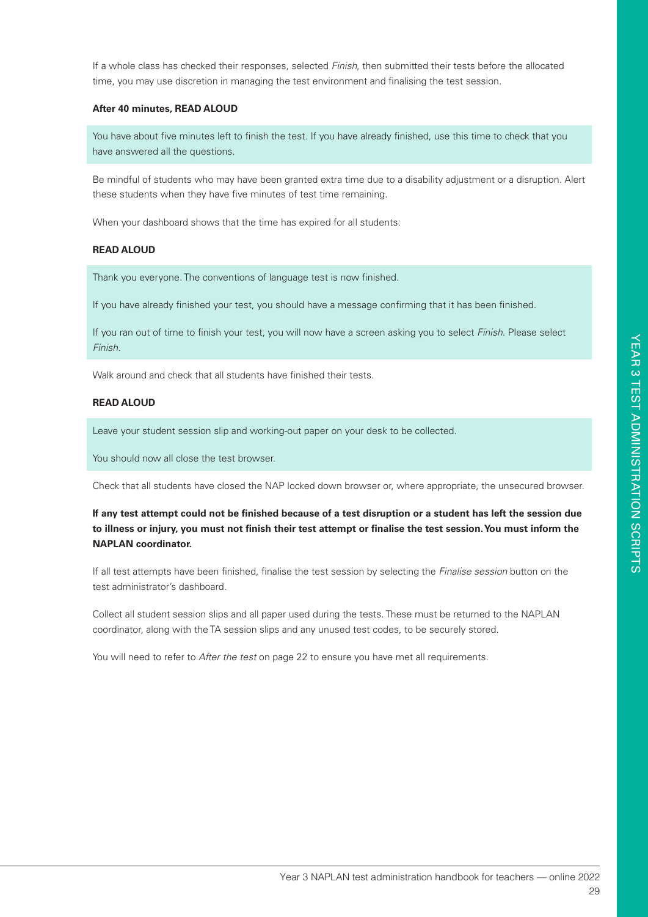If a whole class has checked their responses, selected *Finish*, then submitted their tests before the allocated time, you may use discretion in managing the test environment and finalising the test session.

**After 40 minutes, READ ALOUD**

> You have about five minutes left to finish the test. If you have already finished, use this time to check that you have answered all the questions.

Be mindful of students who may have been granted extra time due to a disability adjustment or a disruption. Alert these students when they have five minutes of test time remaining.

When your dashboard shows that the time has expired for all students:

**READ ALOUD**

> Thank you everyone. The conventions of language test is now finished.
>
> If you have already finished your test, you should have a message confirming that it has been finished.
>
> If you ran out of time to finish your test, you will now have a screen asking you to select *Finish*. Please select *Finish*.

Walk around and check that all students have finished their tests.

**READ ALOUD**

> Leave your student session slip and working-out paper on your desk to be collected.
>
> You should now all close the test browser.

Check that all students have closed the NAP locked down browser or, where appropriate, the unsecured browser.

**If any test attempt could not be finished because of a test disruption or a student has left the session due to illness or injury, you must not finish their test attempt or finalise the test session. You must inform the NAPLAN coordinator.**

If all test attempts have been finished, finalise the test session by selecting the *Finalise session* button on the test administrator's dashboard.

Collect all student session slips and all paper used during the tests. These must be returned to the NAPLAN coordinator, along with the TA session slips and any unused test codes, to be securely stored.

You will need to refer to *After the test* on page 22 to ensure you have met all requirements.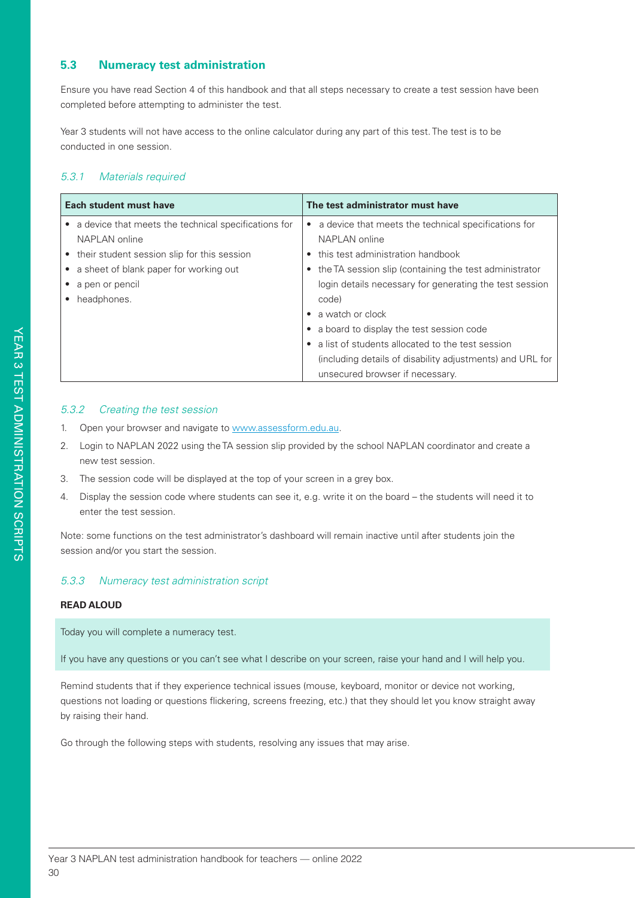## 5.3 Numeracy test administration

Ensure you have read Section 4 of this handbook and that all steps necessary to create a test session have been completed before attempting to administer the test.

Year 3 students will not have access to the online calculator during any part of this test. The test is to be conducted in one session.

### *5.3.1 Materials required*

| Each student must have | The test administrator must have |
|---|---|
| • a device that meets the technical specifications for NAPLAN online<br>• their student session slip for this session<br>• a sheet of blank paper for working out<br>• a pen or pencil<br>• headphones. | • a device that meets the technical specifications for NAPLAN online<br>• this test administration handbook<br>• the TA session slip (containing the test administrator login details necessary for generating the test session code)<br>• a watch or clock<br>• a board to display the test session code<br>• a list of students allocated to the test session (including details of disability adjustments) and URL for unsecured browser if necessary. |

### *5.3.2 Creating the test session*

1. Open your browser and navigate to www.assessform.edu.au.
2. Login to NAPLAN 2022 using the TA session slip provided by the school NAPLAN coordinator and create a new test session.
3. The session code will be displayed at the top of your screen in a grey box.
4. Display the session code where students can see it, e.g. write it on the board – the students will need it to enter the test session.

Note: some functions on the test administrator's dashboard will remain inactive until after students join the session and/or you start the session.

### *5.3.3 Numeracy test administration script*

**READ ALOUD**

> Today you will complete a numeracy test.
>
> If you have any questions or you can't see what I describe on your screen, raise your hand and I will help you.

Remind students that if they experience technical issues (mouse, keyboard, monitor or device not working, questions not loading or questions flickering, screens freezing, etc.) that they should let you know straight away by raising their hand.

Go through the following steps with students, resolving any issues that may arise.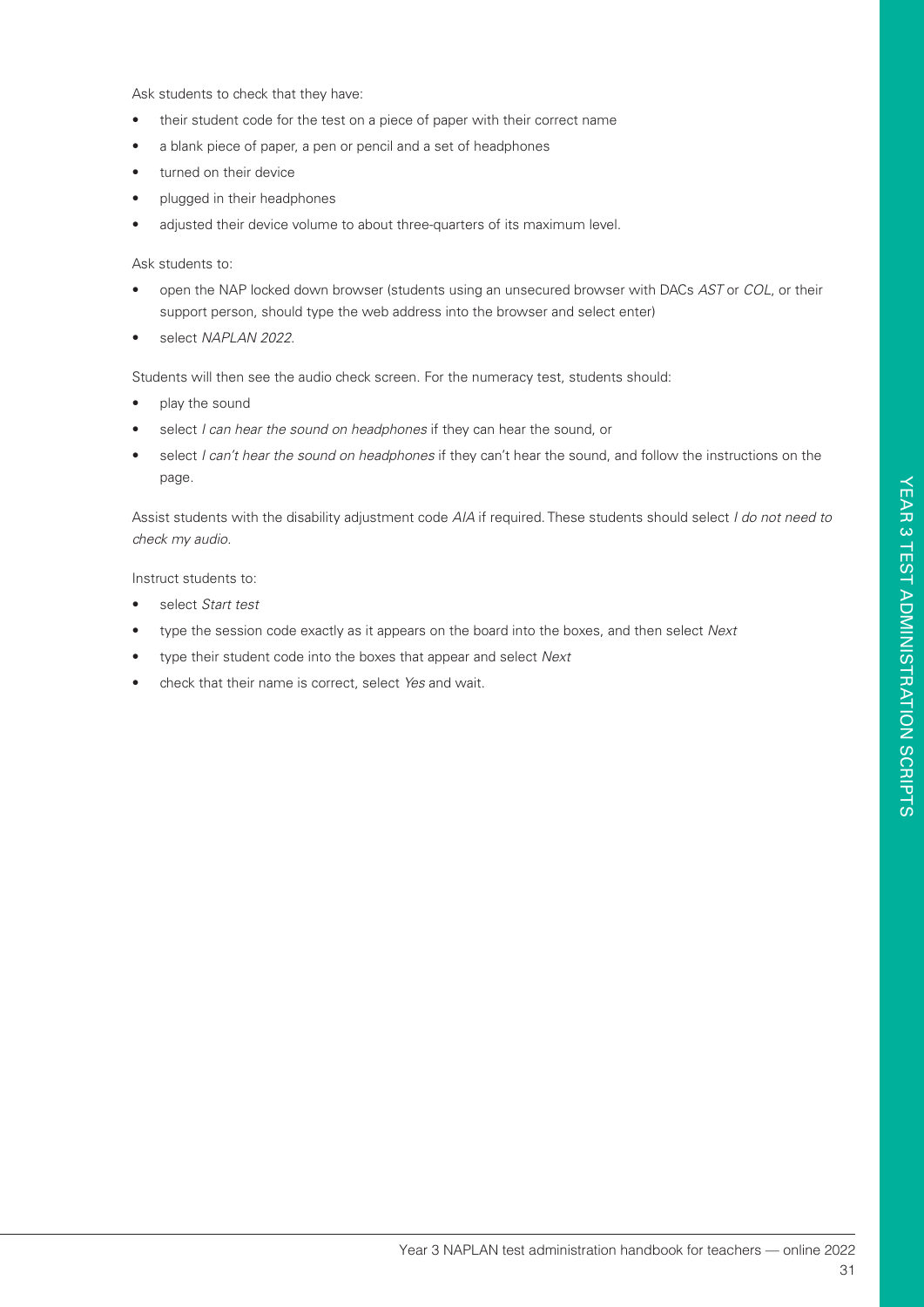Ask students to check that they have:

- their student code for the test on a piece of paper with their correct name
- a blank piece of paper, a pen or pencil and a set of headphones
- turned on their device
- plugged in their headphones
- adjusted their device volume to about three-quarters of its maximum level.

Ask students to:

- open the NAP locked down browser (students using an unsecured browser with DACs *AST* or *COL*, or their support person, should type the web address into the browser and select enter)
- select *NAPLAN 2022*.

Students will then see the audio check screen. For the numeracy test, students should:

- play the sound
- select *I can hear the sound on headphones* if they can hear the sound, or
- select *I can't hear the sound on headphones* if they can't hear the sound, and follow the instructions on the page.

Assist students with the disability adjustment code *AIA* if required. These students should select *I do not need to check my audio.*

Instruct students to:

- select *Start test*
- type the session code exactly as it appears on the board into the boxes, and then select *Next*
- type their student code into the boxes that appear and select *Next*
- check that their name is correct, select *Yes* and wait.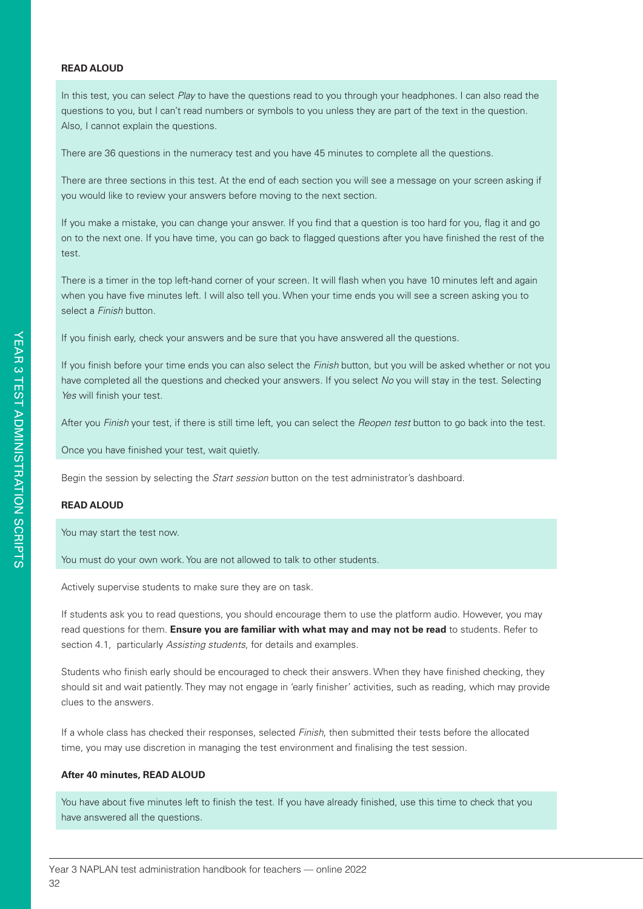**READ ALOUD**

In this test, you can select *Play* to have the questions read to you through your headphones. I can also read the questions to you, but I can't read numbers or symbols to you unless they are part of the text in the question. Also, I cannot explain the questions.

There are 36 questions in the numeracy test and you have 45 minutes to complete all the questions.

There are three sections in this test. At the end of each section you will see a message on your screen asking if you would like to review your answers before moving to the next section.

If you make a mistake, you can change your answer. If you find that a question is too hard for you, flag it and go on to the next one. If you have time, you can go back to flagged questions after you have finished the rest of the test.

There is a timer in the top left-hand corner of your screen. It will flash when you have 10 minutes left and again when you have five minutes left. I will also tell you. When your time ends you will see a screen asking you to select a *Finish* button.

If you finish early, check your answers and be sure that you have answered all the questions.

If you finish before your time ends you can also select the *Finish* button, but you will be asked whether or not you have completed all the questions and checked your answers. If you select *No* you will stay in the test. Selecting *Yes* will finish your test.

After you *Finish* your test, if there is still time left, you can select the *Reopen test* button to go back into the test.

Once you have finished your test, wait quietly.

Begin the session by selecting the *Start session* button on the test administrator's dashboard.

**READ ALOUD**

You may start the test now.

You must do your own work. You are not allowed to talk to other students.

Actively supervise students to make sure they are on task.

If students ask you to read questions, you should encourage them to use the platform audio. However, you may read questions for them. **Ensure you are familiar with what may and may not be read** to students. Refer to section 4.1, particularly *Assisting students*, for details and examples.

Students who finish early should be encouraged to check their answers. When they have finished checking, they should sit and wait patiently. They may not engage in 'early finisher' activities, such as reading, which may provide clues to the answers.

If a whole class has checked their responses, selected *Finish*, then submitted their tests before the allocated time, you may use discretion in managing the test environment and finalising the test session.

**After 40 minutes, READ ALOUD**

You have about five minutes left to finish the test. If you have already finished, use this time to check that you have answered all the questions.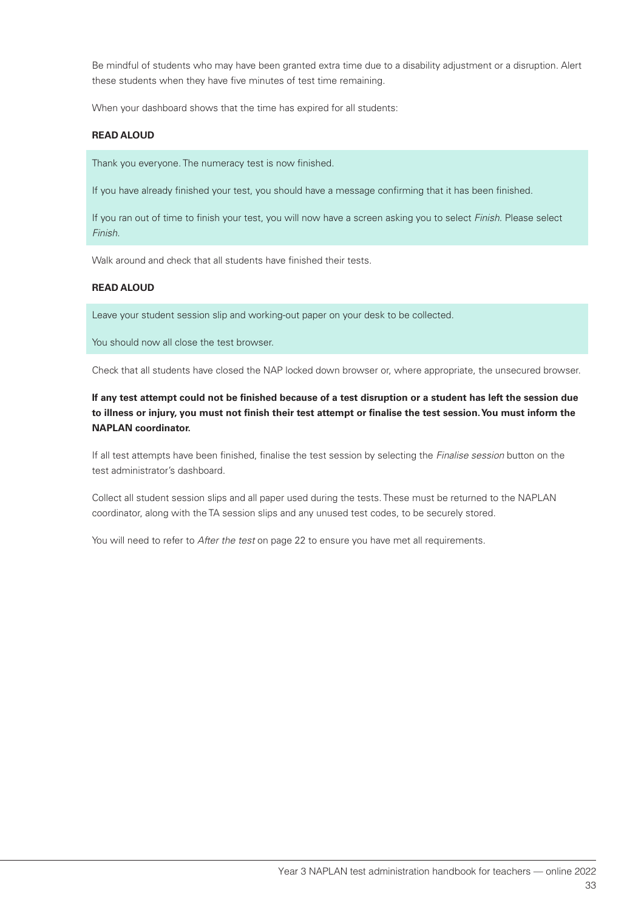Be mindful of students who may have been granted extra time due to a disability adjustment or a disruption. Alert these students when they have five minutes of test time remaining.

When your dashboard shows that the time has expired for all students:

**READ ALOUD**

> Thank you everyone. The numeracy test is now finished.
>
> If you have already finished your test, you should have a message confirming that it has been finished.
>
> If you ran out of time to finish your test, you will now have a screen asking you to select *Finish*. Please select *Finish*.

Walk around and check that all students have finished their tests.

**READ ALOUD**

> Leave your student session slip and working-out paper on your desk to be collected.
>
> You should now all close the test browser.

Check that all students have closed the NAP locked down browser or, where appropriate, the unsecured browser.

**If any test attempt could not be finished because of a test disruption or a student has left the session due to illness or injury, you must not finish their test attempt or finalise the test session. You must inform the NAPLAN coordinator.**

If all test attempts have been finished, finalise the test session by selecting the *Finalise session* button on the test administrator's dashboard.

Collect all student session slips and all paper used during the tests. These must be returned to the NAPLAN coordinator, along with the TA session slips and any unused test codes, to be securely stored.

You will need to refer to *After the test* on page 22 to ensure you have met all requirements.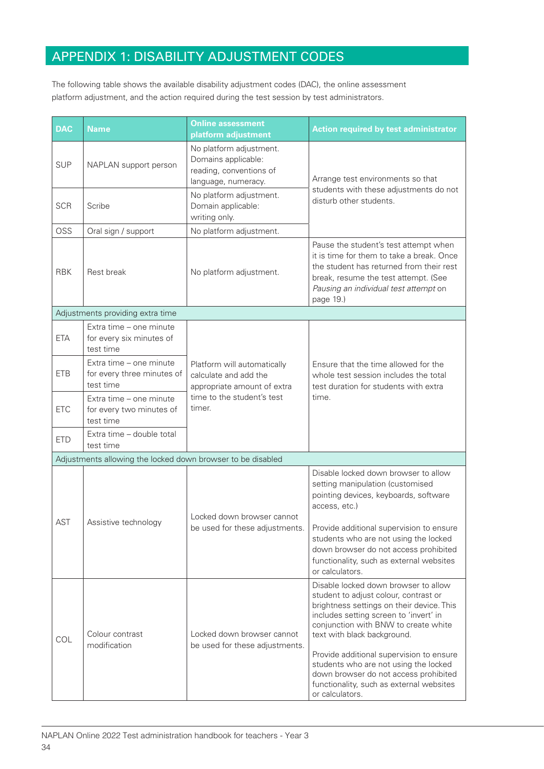# APPENDIX 1: DISABILITY ADJUSTMENT CODES

The following table shows the available disability adjustment codes (DAC), the online assessment platform adjustment, and the action required during the test session by test administrators.

| DAC | Name | Online assessment platform adjustment | Action required by test administrator |
|---|---|---|---|
| SUP | NAPLAN support person | No platform adjustment. Domains applicable: reading, conventions of language, numeracy. | Arrange test environments so that students with these adjustments do not disturb other students. |
| SCR | Scribe | No platform adjustment. Domain applicable: writing only. | |
| OSS | Oral sign / support | No platform adjustment. | |
| RBK | Rest break | No platform adjustment. | Pause the student's test attempt when it is time for them to take a break. Once the student has returned from their rest break, resume the test attempt. (See *Pausing an individual test attempt* on page 19.) |
| Adjustments providing extra time | | | |
| ETA | Extra time – one minute for every six minutes of test time | Platform will automatically calculate and add the appropriate amount of extra time to the student's test timer. | Ensure that the time allowed for the whole test session includes the total test duration for students with extra time. |
| ETB | Extra time – one minute for every three minutes of test time | | |
| ETC | Extra time – one minute for every two minutes of test time | | |
| ETD | Extra time – double total test time | | |
| Adjustments allowing the locked down browser to be disabled | | | |
| AST | Assistive technology | Locked down browser cannot be used for these adjustments. | Disable locked down browser to allow setting manipulation (customised pointing devices, keyboards, software access, etc.)<br><br>Provide additional supervision to ensure students who are not using the locked down browser do not access prohibited functionality, such as external websites or calculators. |
| COL | Colour contrast modification | Locked down browser cannot be used for these adjustments. | Disable locked down browser to allow student to adjust colour, contrast or brightness settings on their device. This includes setting screen to 'invert' in conjunction with BNW to create white text with black background.<br><br>Provide additional supervision to ensure students who are not using the locked down browser do not access prohibited functionality, such as external websites or calculators. |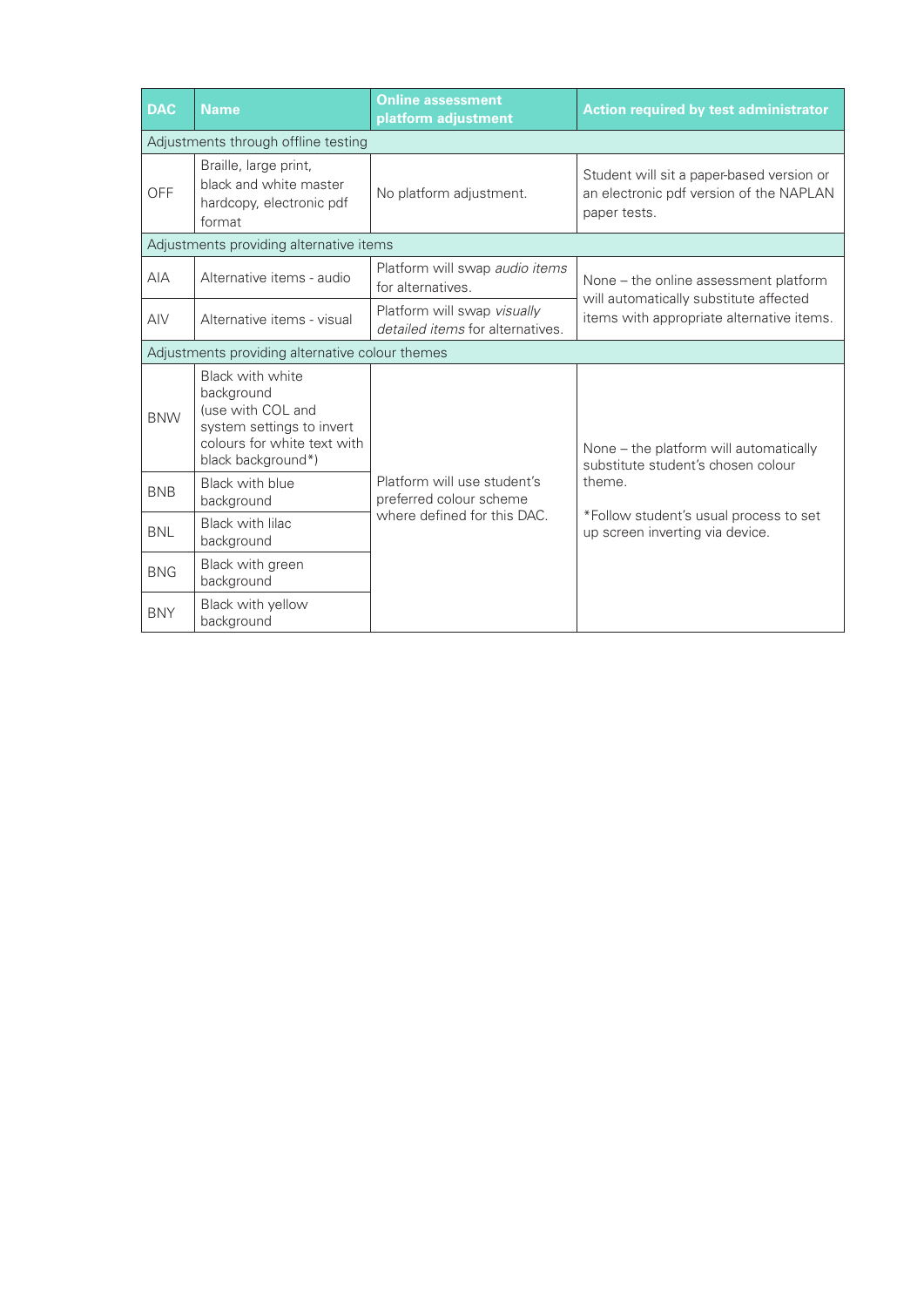| DAC | Name | Online assessment platform adjustment | Action required by test administrator |
|---|---|---|---|
| Adjustments through offline testing | | | |
| OFF | Braille, large print, black and white master hardcopy, electronic pdf format | No platform adjustment. | Student will sit a paper-based version or an electronic pdf version of the NAPLAN paper tests. |
| Adjustments providing alternative items | | | |
| AIA | Alternative items - audio | Platform will swap *audio items* for alternatives. | None – the online assessment platform will automatically substitute affected items with appropriate alternative items. |
| AIV | Alternative items - visual | Platform will swap *visually detailed items* for alternatives. | |
| Adjustments providing alternative colour themes | | | |
| BNW | Black with white background (use with COL and system settings to invert colours for white text with black background*) | Platform will use student's preferred colour scheme where defined for this DAC. | None – the platform will automatically substitute student's chosen colour theme.<br><br>*Follow student's usual process to set up screen inverting via device. |
| BNB | Black with blue background | | |
| BNL | Black with lilac background | | |
| BNG | Black with green background | | |
| BNY | Black with yellow background | | |